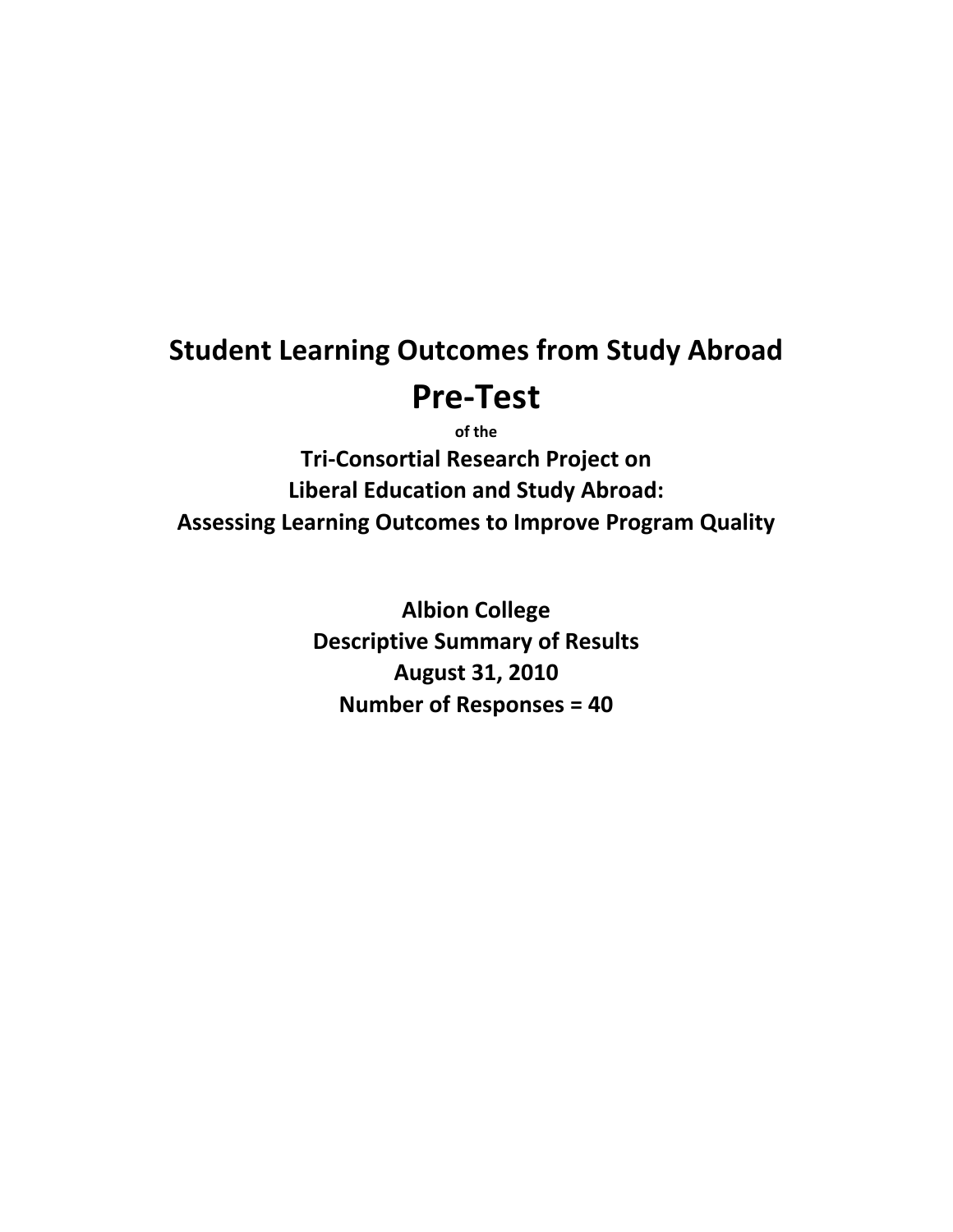# Student Learning Outcomes from Study Abroad

# Pre-Test

of the

## Tri-Consortial Research Project on Liberal Education and Study Abroad: Assessing Learning Outcomes to Improve Program Quality

**Albion College**

**Descriptive Summary of Results**

**August 31, 2010**

**Number of Responses = 40**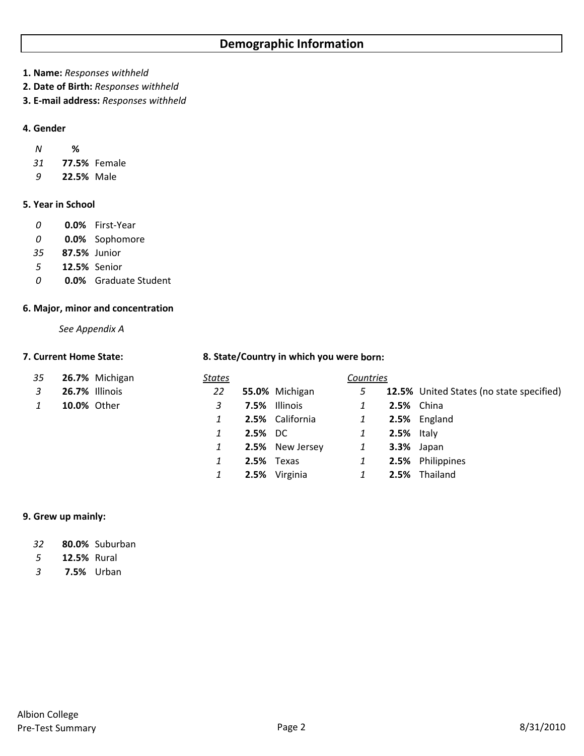# Demographic Information

**1. Name:** *Responses withheld*
**2. Date of Birth:** *Responses withheld*
**3. E-mail address:** *Responses withheld*

**4. Gender**

| *N* | **%** | |
|---|---|---|
| *31* | **77.5%** | Female |
| *9* | **22.5%** | Male |

**5. Year in School**

| | | |
|---|---|---|
| *0* | **0.0%** | First-Year |
| *0* | **0.0%** | Sophomore |
| *35* | **87.5%** | Junior |
| *5* | **12.5%** | Senior |
| *0* | **0.0%** | Graduate Student |

**6. Major, minor and concentration**

*See Appendix A*

**7. Current Home State:**

| | | |
|---|---|---|
| *35* | **26.7%** | Michigan |
| *3* | **26.7%** | Illinois |
| *1* | **10.0%** | Other |

**8. State/Country in which you were born:**

| *States* | | | *Countries* | | |
|---|---|---|---|---|---|
| *22* | **55.0%** | Michigan | *5* | **12.5%** | United States (no state specified) |
| *3* | **7.5%** | Illinois | *1* | **2.5%** | China |
| *1* | **2.5%** | California | *1* | **2.5%** | England |
| *1* | **2.5%** | DC | *1* | **2.5%** | Italy |
| *1* | **2.5%** | New Jersey | *1* | **3.3%** | Japan |
| *1* | **2.5%** | Texas | *1* | **2.5%** | Philippines |
| *1* | **2.5%** | Virginia | *1* | **2.5%** | Thailand |

**9. Grew up mainly:**

| | | |
|---|---|---|
| *32* | **80.0%** | Suburban |
| *5* | **12.5%** | Rural |
| *3* | **7.5%** | Urban |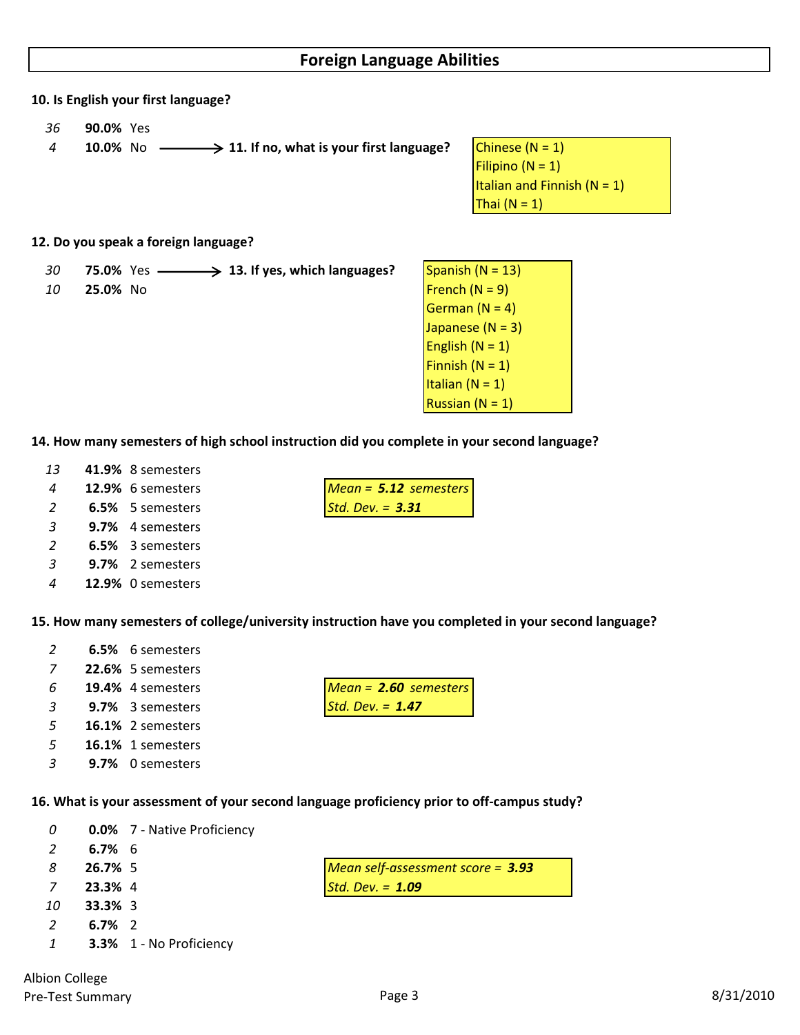## Foreign Language Abilities

**10. Is English your first language?**

| | | |
|---|---|---|
| *36* | **90.0%** | Yes |
| *4* | **10.0%** | No |

**11. If no, what is your first language?**

- Chinese (N = 1)
- Filipino (N = 1)
- Italian and Finnish (N = 1)
- Thai (N = 1)

**12. Do you speak a foreign language?**

| | | |
|---|---|---|
| *30* | **75.0%** | Yes |
| *10* | **25.0%** | No |

**13. If yes, which languages?**

- Spanish (N = 13)
- French (N = 9)
- German (N = 4)
- Japanese (N = 3)
- English (N = 1)
- Finnish (N = 1)
- Italian (N = 1)
- Russian (N = 1)

**14. How many semesters of high school instruction did you complete in your second language?**

| | | |
|---|---|---|
| *13* | **41.9%** | 8 semesters |
| *4* | **12.9%** | 6 semesters |
| *2* | **6.5%** | 5 semesters |
| *3* | **9.7%** | 4 semesters |
| *2* | **6.5%** | 3 semesters |
| *3* | **9.7%** | 2 semesters |
| *4* | **12.9%** | 0 semesters |

*Mean = **5.12** semesters*
*Std. Dev. = **3.31***

**15. How many semesters of college/university instruction have you completed in your second language?**

| | | |
|---|---|---|
| *2* | **6.5%** | 6 semesters |
| *7* | **22.6%** | 5 semesters |
| *6* | **19.4%** | 4 semesters |
| *3* | **9.7%** | 3 semesters |
| *5* | **16.1%** | 2 semesters |
| *5* | **16.1%** | 1 semesters |
| *3* | **9.7%** | 0 semesters |

*Mean = **2.60** semesters*
*Std. Dev. = **1.47***

**16. What is your assessment of your second language proficiency prior to off-campus study?**

| | | |
|---|---|---|
| *0* | **0.0%** | 7 - Native Proficiency |
| *2* | **6.7%** | 6 |
| *8* | **26.7%** | 5 |
| *7* | **23.3%** | 4 |
| *10* | **33.3%** | 3 |
| *2* | **6.7%** | 2 |
| *1* | **3.3%** | 1 - No Proficiency |

*Mean self-assessment score = **3.93***
*Std. Dev. = **1.09***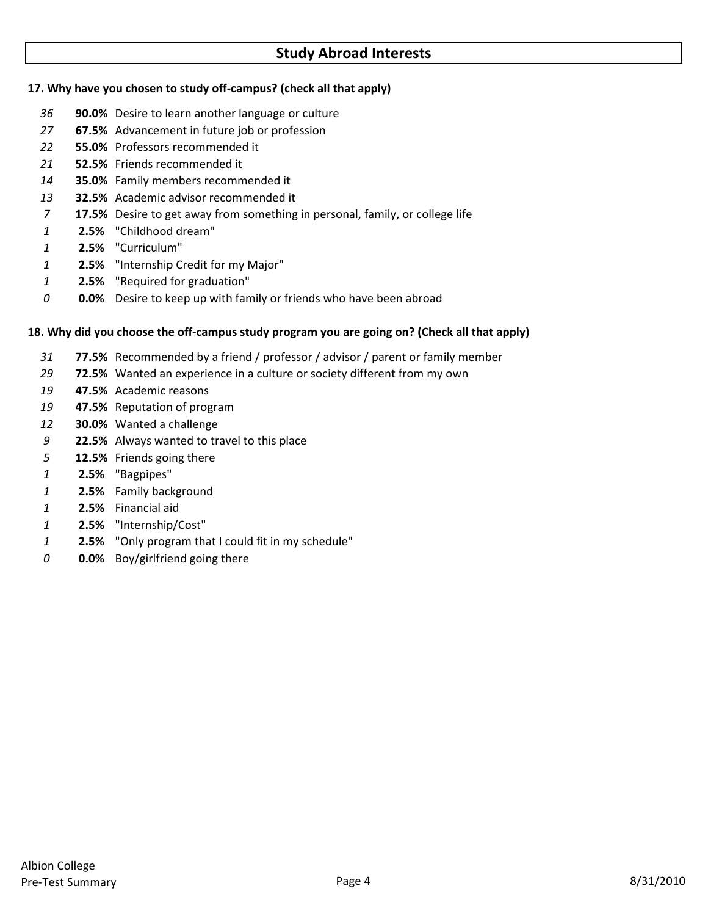## Study Abroad Interests

**17. Why have you chosen to study off-campus? (check all that apply)**

| Count | Percent | Response |
|---|---|---|
| *36* | **90.0%** | Desire to learn another language or culture |
| *27* | **67.5%** | Advancement in future job or profession |
| *22* | **55.0%** | Professors recommended it |
| *21* | **52.5%** | Friends recommended it |
| *14* | **35.0%** | Family members recommended it |
| *13* | **32.5%** | Academic advisor recommended it |
| *7* | **17.5%** | Desire to get away from something in personal, family, or college life |
| *1* | **2.5%** | "Childhood dream" |
| *1* | **2.5%** | "Curriculum" |
| *1* | **2.5%** | "Internship Credit for my Major" |
| *1* | **2.5%** | "Required for graduation" |
| *0* | **0.0%** | Desire to keep up with family or friends who have been abroad |

**18. Why did you choose the off-campus study program you are going on? (Check all that apply)**

| Count | Percent | Response |
|---|---|---|
| *31* | **77.5%** | Recommended by a friend / professor / advisor / parent or family member |
| *29* | **72.5%** | Wanted an experience in a culture or society different from my own |
| *19* | **47.5%** | Academic reasons |
| *19* | **47.5%** | Reputation of program |
| *12* | **30.0%** | Wanted a challenge |
| *9* | **22.5%** | Always wanted to travel to this place |
| *5* | **12.5%** | Friends going there |
| *1* | **2.5%** | "Bagpipes" |
| *1* | **2.5%** | Family background |
| *1* | **2.5%** | Financial aid |
| *1* | **2.5%** | "Internship/Cost" |
| *1* | **2.5%** | "Only program that I could fit in my schedule" |
| *0* | **0.0%** | Boy/girlfriend going there |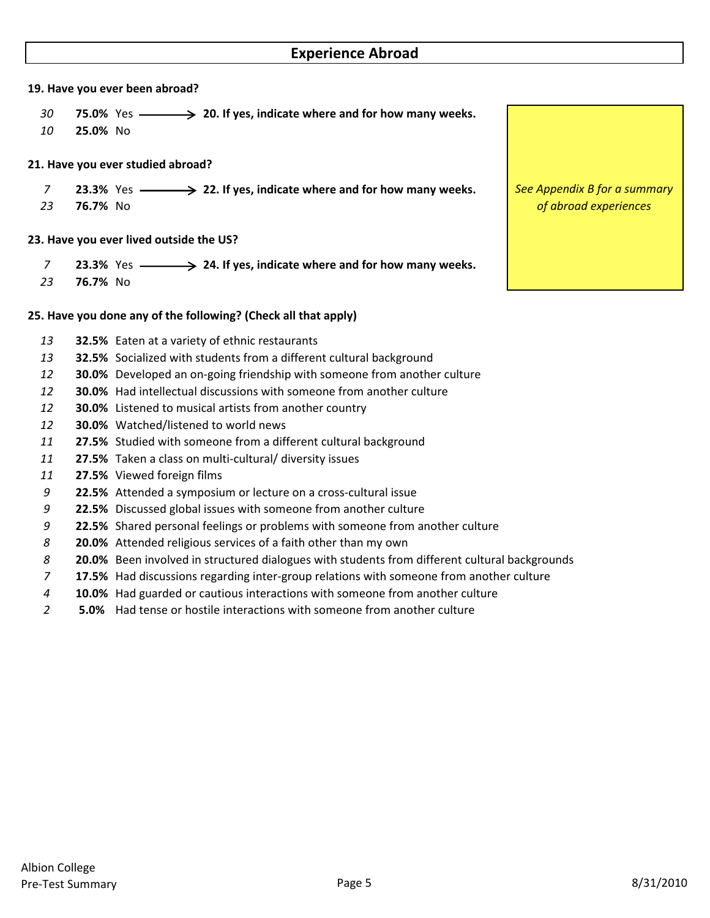## Experience Abroad

**19. Have you ever been abroad?**

| N | % | Response |
|---|---|---|
| 30 | **75.0%** | Yes → **20. If yes, indicate where and for how many weeks.** |
| 10 | **25.0%** | No |

**21. Have you ever studied abroad?**

| N | % | Response |
|---|---|---|
| 7 | **23.3%** | Yes → **22. If yes, indicate where and for how many weeks.** |
| 23 | **76.7%** | No |

**23. Have you ever lived outside the US?**

| N | % | Response |
|---|---|---|
| 7 | **23.3%** | Yes → **24. If yes, indicate where and for how many weeks.** |
| 23 | **76.7%** | No |

*See Appendix B for a summary of abroad experiences*

**25. Have you done any of the following? (Check all that apply)**

| N | % | Response |
|---|---|---|
| 13 | **32.5%** | Eaten at a variety of ethnic restaurants |
| 13 | **32.5%** | Socialized with students from a different cultural background |
| 12 | **30.0%** | Developed an on-going friendship with someone from another culture |
| 12 | **30.0%** | Had intellectual discussions with someone from another culture |
| 12 | **30.0%** | Listened to musical artists from another country |
| 12 | **30.0%** | Watched/listened to world news |
| 11 | **27.5%** | Studied with someone from a different cultural background |
| 11 | **27.5%** | Taken a class on multi-cultural/ diversity issues |
| 11 | **27.5%** | Viewed foreign films |
| 9 | **22.5%** | Attended a symposium or lecture on a cross-cultural issue |
| 9 | **22.5%** | Discussed global issues with someone from another culture |
| 9 | **22.5%** | Shared personal feelings or problems with someone from another culture |
| 8 | **20.0%** | Attended religious services of a faith other than my own |
| 8 | **20.0%** | Been involved in structured dialogues with students from different cultural backgrounds |
| 7 | **17.5%** | Had discussions regarding inter-group relations with someone from another culture |
| 4 | **10.0%** | Had guarded or cautious interactions with someone from another culture |
| 2 | **5.0%** | Had tense or hostile interactions with someone from another culture |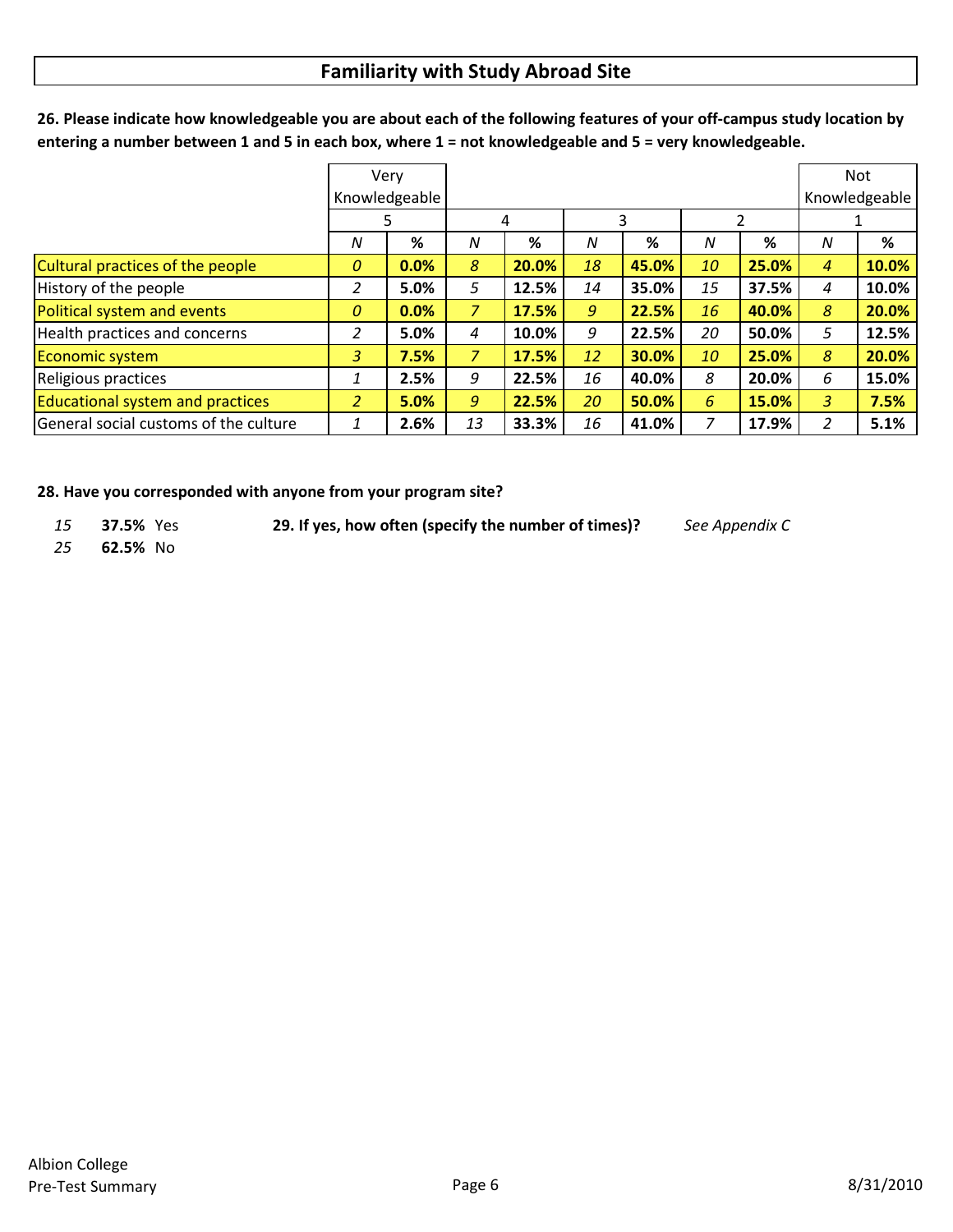## Familiarity with Study Abroad Site

**26. Please indicate how knowledgeable you are about each of the following features of your off-campus study location by entering a number between 1 and 5 in each box, where 1 = not knowledgeable and 5 = very knowledgeable.**

| | Very Knowledgeable | | | | | | | | Not Knowledgeable | |
|---|---|---|---|---|---|---|---|---|---|---|
| | 5 | | 4 | | 3 | | 2 | | 1 | |
| | *N* | % | *N* | % | *N* | % | *N* | % | *N* | % |
| Cultural practices of the people | *0* | **0.0%** | *8* | **20.0%** | *18* | **45.0%** | *10* | **25.0%** | *4* | **10.0%** |
| History of the people | *2* | **5.0%** | *5* | **12.5%** | *14* | **35.0%** | *15* | **37.5%** | *4* | **10.0%** |
| Political system and events | *0* | **0.0%** | *7* | **17.5%** | *9* | **22.5%** | *16* | **40.0%** | *8* | **20.0%** |
| Health practices and concerns | *2* | **5.0%** | *4* | **10.0%** | *9* | **22.5%** | *20* | **50.0%** | *5* | **12.5%** |
| Economic system | *3* | **7.5%** | *7* | **17.5%** | *12* | **30.0%** | *10* | **25.0%** | *8* | **20.0%** |
| Religious practices | *1* | **2.5%** | *9* | **22.5%** | *16* | **40.0%** | *8* | **20.0%** | *6* | **15.0%** |
| Educational system and practices | *2* | **5.0%** | *9* | **22.5%** | *20* | **50.0%** | *6* | **15.0%** | *3* | **7.5%** |
| General social customs of the culture | *1* | **2.6%** | *13* | **33.3%** | *16* | **41.0%** | *7* | **17.9%** | *2* | **5.1%** |

**28. Have you corresponded with anyone from your program site?**

*15* **37.5%** Yes

*25* **62.5%** No

**29. If yes, how often (specify the number of times)?** *See Appendix C*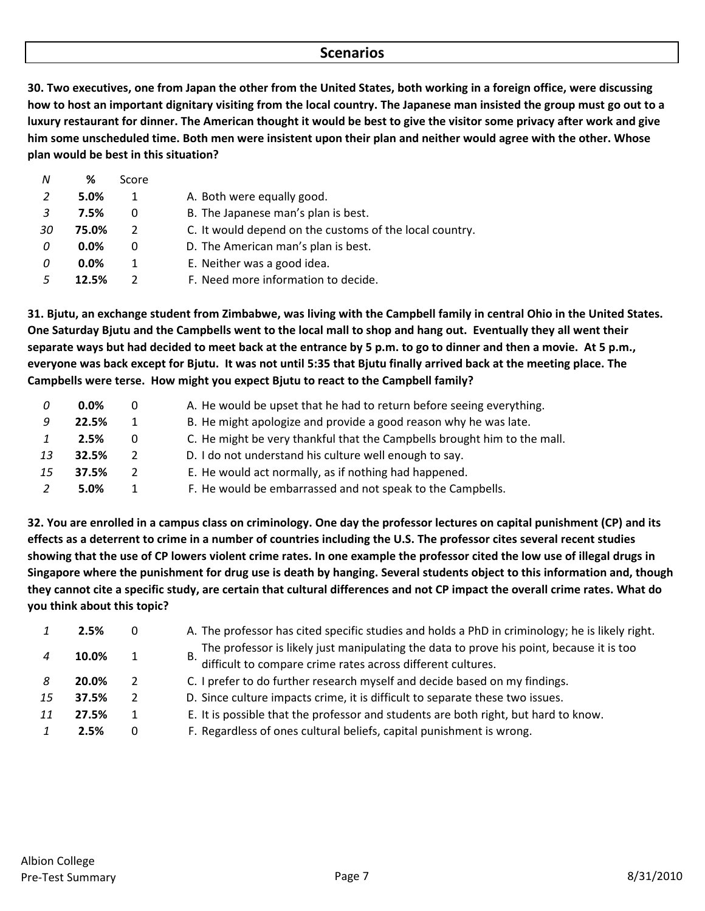## Scenarios

**30. Two executives, one from Japan the other from the United States, both working in a foreign office, were discussing how to host an important dignitary visiting from the local country. The Japanese man insisted the group must go out to a luxury restaurant for dinner. The American thought it would be best to give the visitor some privacy after work and give him some unscheduled time. Both men were insistent upon their plan and neither would agree with the other. Whose plan would be best in this situation?**

| *N* | **%** | Score | |
|---|---|---|---|
| *2* | **5.0%** | 1 | A. Both were equally good. |
| *3* | **7.5%** | 0 | B. The Japanese man's plan is best. |
| *30* | **75.0%** | 2 | C. It would depend on the customs of the local country. |
| *0* | **0.0%** | 0 | D. The American man's plan is best. |
| *0* | **0.0%** | 1 | E. Neither was a good idea. |
| *5* | **12.5%** | 2 | F. Need more information to decide. |

**31. Bjutu, an exchange student from Zimbabwe, was living with the Campbell family in central Ohio in the United States. One Saturday Bjutu and the Campbells went to the local mall to shop and hang out. Eventually they all went their separate ways but had decided to meet back at the entrance by 5 p.m. to go to dinner and then a movie. At 5 p.m., everyone was back except for Bjutu. It was not until 5:35 that Bjutu finally arrived back at the meeting place. The Campbells were terse. How might you expect Bjutu to react to the Campbell family?**

| *N* | **%** | Score | |
|---|---|---|---|
| *0* | **0.0%** | 0 | A. He would be upset that he had to return before seeing everything. |
| *9* | **22.5%** | 1 | B. He might apologize and provide a good reason why he was late. |
| *1* | **2.5%** | 0 | C. He might be very thankful that the Campbells brought him to the mall. |
| *13* | **32.5%** | 2 | D. I do not understand his culture well enough to say. |
| *15* | **37.5%** | 2 | E. He would act normally, as if nothing had happened. |
| *2* | **5.0%** | 1 | F. He would be embarrassed and not speak to the Campbells. |

**32. You are enrolled in a campus class on criminology. One day the professor lectures on capital punishment (CP) and its effects as a deterrent to crime in a number of countries including the U.S. The professor cites several recent studies showing that the use of CP lowers violent crime rates. In one example the professor cited the low use of illegal drugs in Singapore where the punishment for drug use is death by hanging. Several students object to this information and, though they cannot cite a specific study, are certain that cultural differences and not CP impact the overall crime rates. What do you think about this topic?**

| *N* | **%** | Score | |
|---|---|---|---|
| *1* | **2.5%** | 0 | A. The professor has cited specific studies and holds a PhD in criminology; he is likely right. |
| *4* | **10.0%** | 1 | B. The professor is likely just manipulating the data to prove his point, because it is too difficult to compare crime rates across different cultures. |
| *8* | **20.0%** | 2 | C. I prefer to do further research myself and decide based on my findings. |
| *15* | **37.5%** | 2 | D. Since culture impacts crime, it is difficult to separate these two issues. |
| *11* | **27.5%** | 1 | E. It is possible that the professor and students are both right, but hard to know. |
| *1* | **2.5%** | 0 | F. Regardless of ones cultural beliefs, capital punishment is wrong. |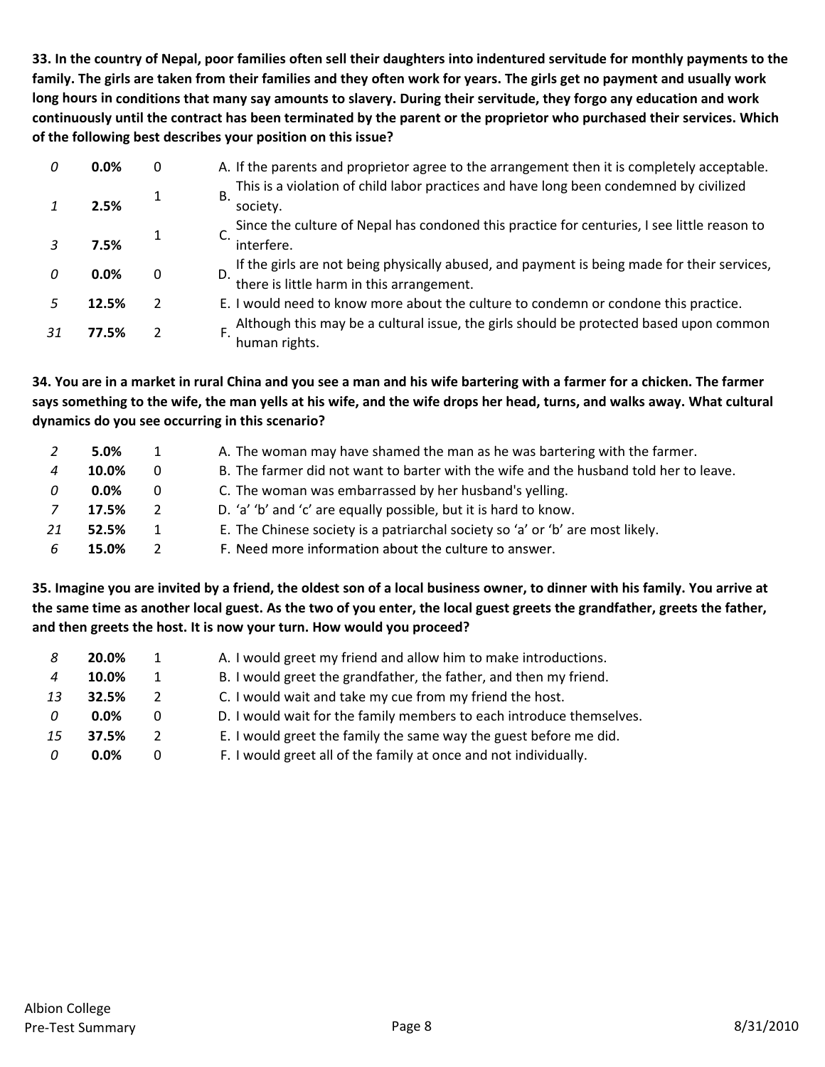**33. In the country of Nepal, poor families often sell their daughters into indentured servitude for monthly payments to the family. The girls are taken from their families and they often work for years. The girls get no payment and usually work long hours in conditions that many say amounts to slavery. During their servitude, they forgo any education and work continuously until the contract has been terminated by the parent or the proprietor who purchased their services. Which of the following best describes your position on this issue?**

| | | | |
|---|---|---|---|
| *0* | **0.0%** | 0 | A. If the parents and proprietor agree to the arrangement then it is completely acceptable. |
| *1* | **2.5%** | 1 | B. This is a violation of child labor practices and have long been condemned by civilized society. |
| *3* | **7.5%** | 1 | C. Since the culture of Nepal has condoned this practice for centuries, I see little reason to interfere. |
| *0* | **0.0%** | 0 | D. If the girls are not being physically abused, and payment is being made for their services, there is little harm in this arrangement. |
| *5* | **12.5%** | 2 | E. I would need to know more about the culture to condemn or condone this practice. |
| *31* | **77.5%** | 2 | F. Although this may be a cultural issue, the girls should be protected based upon common human rights. |

**34. You are in a market in rural China and you see a man and his wife bartering with a farmer for a chicken. The farmer says something to the wife, the man yells at his wife, and the wife drops her head, turns, and walks away. What cultural dynamics do you see occurring in this scenario?**

| | | | |
|---|---|---|---|
| *2* | **5.0%** | 1 | A. The woman may have shamed the man as he was bartering with the farmer. |
| *4* | **10.0%** | 0 | B. The farmer did not want to barter with the wife and the husband told her to leave. |
| *0* | **0.0%** | 0 | C. The woman was embarrassed by her husband's yelling. |
| *7* | **17.5%** | 2 | D. 'a' 'b' and 'c' are equally possible, but it is hard to know. |
| *21* | **52.5%** | 1 | E. The Chinese society is a patriarchal society so 'a' or 'b' are most likely. |
| *6* | **15.0%** | 2 | F. Need more information about the culture to answer. |

**35. Imagine you are invited by a friend, the oldest son of a local business owner, to dinner with his family. You arrive at the same time as another local guest. As the two of you enter, the local guest greets the grandfather, greets the father, and then greets the host. It is now your turn. How would you proceed?**

| | | | |
|---|---|---|---|
| *8* | **20.0%** | 1 | A. I would greet my friend and allow him to make introductions. |
| *4* | **10.0%** | 1 | B. I would greet the grandfather, the father, and then my friend. |
| *13* | **32.5%** | 2 | C. I would wait and take my cue from my friend the host. |
| *0* | **0.0%** | 0 | D. I would wait for the family members to each introduce themselves. |
| *15* | **37.5%** | 2 | E. I would greet the family the same way the guest before me did. |
| *0* | **0.0%** | 0 | F. I would greet all of the family at once and not individually. |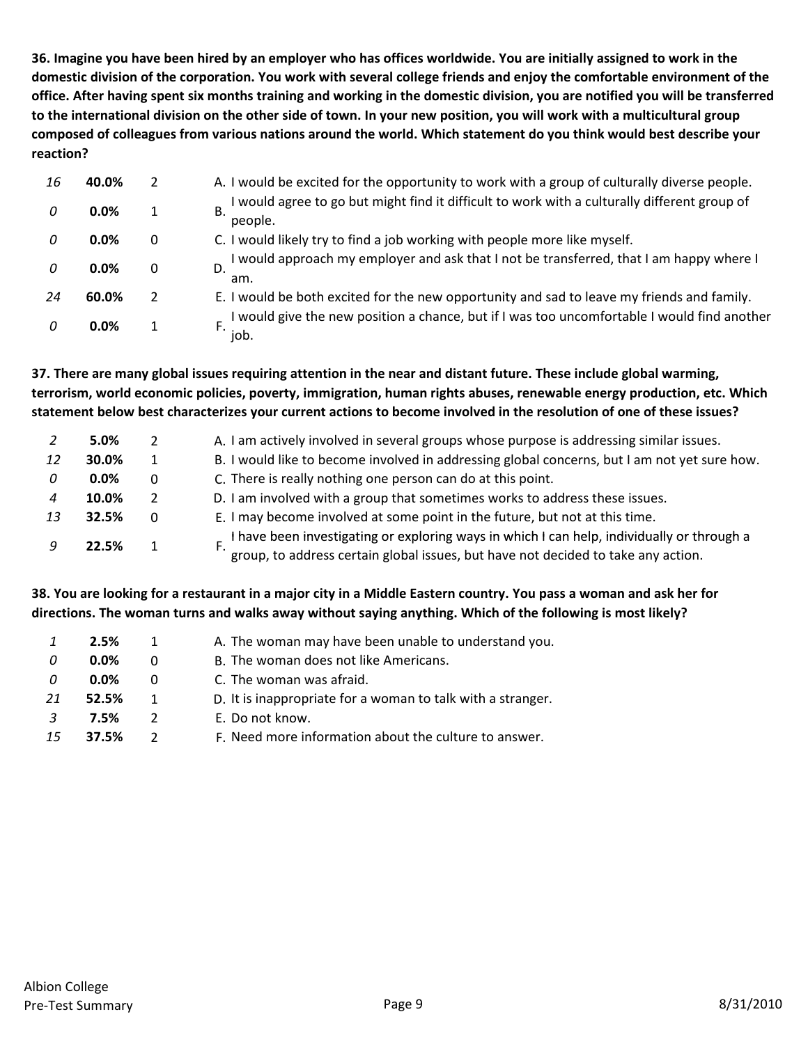**36. Imagine you have been hired by an employer who has offices worldwide. You are initially assigned to work in the domestic division of the corporation. You work with several college friends and enjoy the comfortable environment of the office. After having spent six months training and working in the domestic division, you are notified you will be transferred to the international division on the other side of town. In your new position, you will work with a multicultural group composed of colleagues from various nations around the world. Which statement do you think would best describe your reaction?**

| | | | |
|---|---|---|---|
| *16* | **40.0%** | 2 | A. I would be excited for the opportunity to work with a group of culturally diverse people. |
| *0* | **0.0%** | 1 | B. I would agree to go but might find it difficult to work with a culturally different group of people. |
| *0* | **0.0%** | 0 | C. I would likely try to find a job working with people more like myself. |
| *0* | **0.0%** | 0 | D. I would approach my employer and ask that I not be transferred, that I am happy where I am. |
| *24* | **60.0%** | 2 | E. I would be both excited for the new opportunity and sad to leave my friends and family. |
| *0* | **0.0%** | 1 | F. I would give the new position a chance, but if I was too uncomfortable I would find another job. |

**37. There are many global issues requiring attention in the near and distant future. These include global warming, terrorism, world economic policies, poverty, immigration, human rights abuses, renewable energy production, etc. Which statement below best characterizes your current actions to become involved in the resolution of one of these issues?**

| | | | |
|---|---|---|---|
| *2* | **5.0%** | 2 | A. I am actively involved in several groups whose purpose is addressing similar issues. |
| *12* | **30.0%** | 1 | B. I would like to become involved in addressing global concerns, but I am not yet sure how. |
| *0* | **0.0%** | 0 | C. There is really nothing one person can do at this point. |
| *4* | **10.0%** | 2 | D. I am involved with a group that sometimes works to address these issues. |
| *13* | **32.5%** | 0 | E. I may become involved at some point in the future, but not at this time. |
| *9* | **22.5%** | 1 | F. I have been investigating or exploring ways in which I can help, individually or through a group, to address certain global issues, but have not decided to take any action. |

**38. You are looking for a restaurant in a major city in a Middle Eastern country. You pass a woman and ask her for directions. The woman turns and walks away without saying anything. Which of the following is most likely?**

| | | | |
|---|---|---|---|
| *1* | **2.5%** | 1 | A. The woman may have been unable to understand you. |
| *0* | **0.0%** | 0 | B. The woman does not like Americans. |
| *0* | **0.0%** | 0 | C. The woman was afraid. |
| *21* | **52.5%** | 1 | D. It is inappropriate for a woman to talk with a stranger. |
| *3* | **7.5%** | 2 | E. Do not know. |
| *15* | **37.5%** | 2 | F. Need more information about the culture to answer. |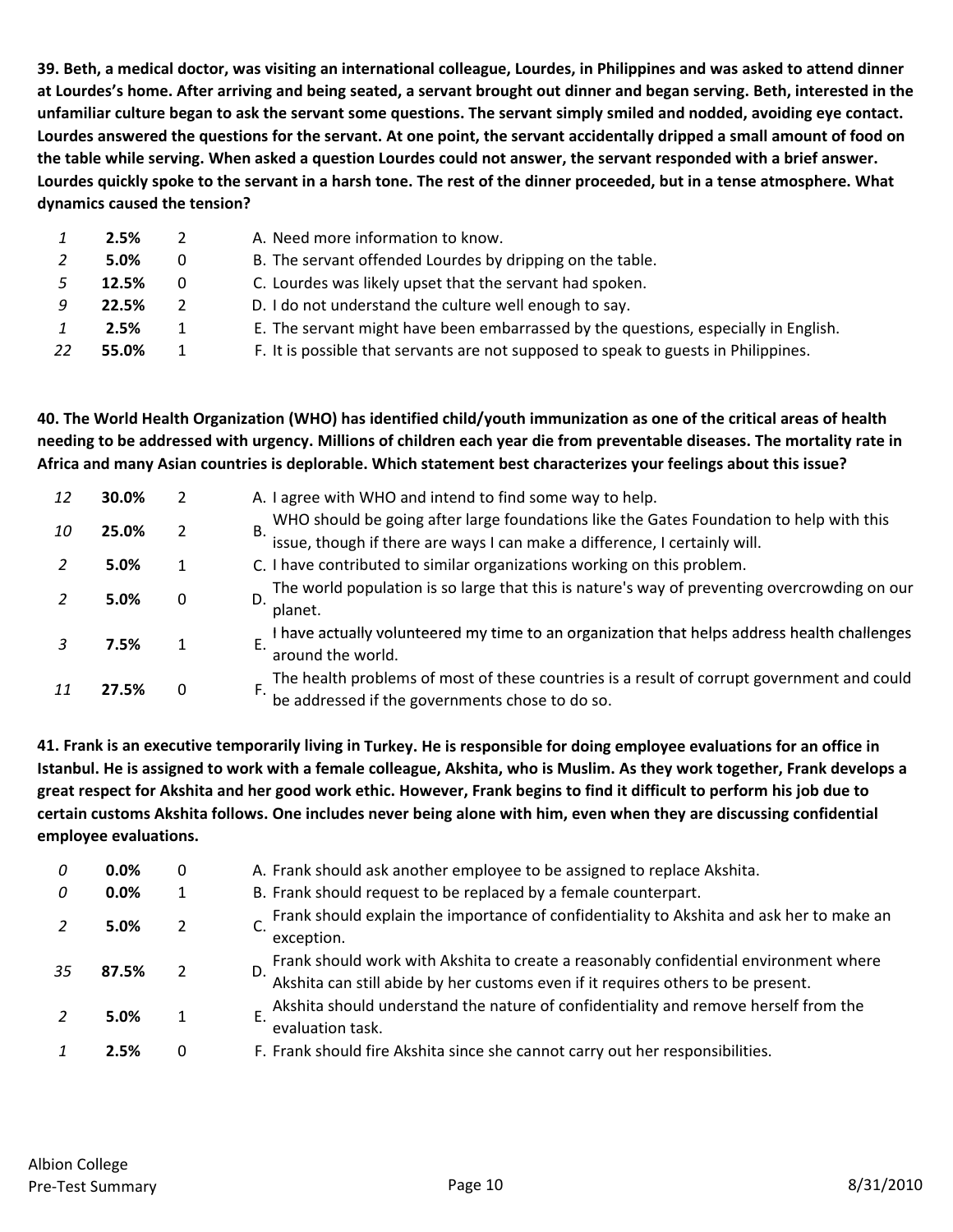**39. Beth, a medical doctor, was visiting an international colleague, Lourdes, in Philippines and was asked to attend dinner at Lourdes's home. After arriving and being seated, a servant brought out dinner and began serving. Beth, interested in the unfamiliar culture began to ask the servant some questions. The servant simply smiled and nodded, avoiding eye contact. Lourdes answered the questions for the servant. At one point, the servant accidentally dripped a small amount of food on the table while serving. When asked a question Lourdes could not answer, the servant responded with a brief answer. Lourdes quickly spoke to the servant in a harsh tone. The rest of the dinner proceeded, but in a tense atmosphere. What dynamics caused the tension?**

| | | | |
|---|---|---|---|
| *1* | **2.5%** | 2 | A. Need more information to know. |
| *2* | **5.0%** | 0 | B. The servant offended Lourdes by dripping on the table. |
| *5* | **12.5%** | 0 | C. Lourdes was likely upset that the servant had spoken. |
| *9* | **22.5%** | 2 | D. I do not understand the culture well enough to say. |
| *1* | **2.5%** | 1 | E. The servant might have been embarrassed by the questions, especially in English. |
| *22* | **55.0%** | 1 | F. It is possible that servants are not supposed to speak to guests in Philippines. |

**40. The World Health Organization (WHO) has identified child/youth immunization as one of the critical areas of health needing to be addressed with urgency. Millions of children each year die from preventable diseases. The mortality rate in Africa and many Asian countries is deplorable. Which statement best characterizes your feelings about this issue?**

| | | | |
|---|---|---|---|
| *12* | **30.0%** | 2 | A. I agree with WHO and intend to find some way to help. |
| *10* | **25.0%** | 2 | B. WHO should be going after large foundations like the Gates Foundation to help with this issue, though if there are ways I can make a difference, I certainly will. |
| *2* | **5.0%** | 1 | C. I have contributed to similar organizations working on this problem. |
| *2* | **5.0%** | 0 | D. The world population is so large that this is nature's way of preventing overcrowding on our planet. |
| *3* | **7.5%** | 1 | E. I have actually volunteered my time to an organization that helps address health challenges around the world. |
| *11* | **27.5%** | 0 | F. The health problems of most of these countries is a result of corrupt government and could be addressed if the governments chose to do so. |

**41. Frank is an executive temporarily living in Turkey. He is responsible for doing employee evaluations for an office in Istanbul. He is assigned to work with a female colleague, Akshita, who is Muslim. As they work together, Frank develops a great respect for Akshita and her good work ethic. However, Frank begins to find it difficult to perform his job due to certain customs Akshita follows. One includes never being alone with him, even when they are discussing confidential employee evaluations.**

| | | | |
|---|---|---|---|
| *0* | **0.0%** | 0 | A. Frank should ask another employee to be assigned to replace Akshita. |
| *0* | **0.0%** | 1 | B. Frank should request to be replaced by a female counterpart. |
| *2* | **5.0%** | 2 | C. Frank should explain the importance of confidentiality to Akshita and ask her to make an exception. |
| *35* | **87.5%** | 2 | D. Frank should work with Akshita to create a reasonably confidential environment where Akshita can still abide by her customs even if it requires others to be present. |
| *2* | **5.0%** | 1 | E. Akshita should understand the nature of confidentiality and remove herself from the evaluation task. |
| *1* | **2.5%** | 0 | F. Frank should fire Akshita since she cannot carry out her responsibilities. |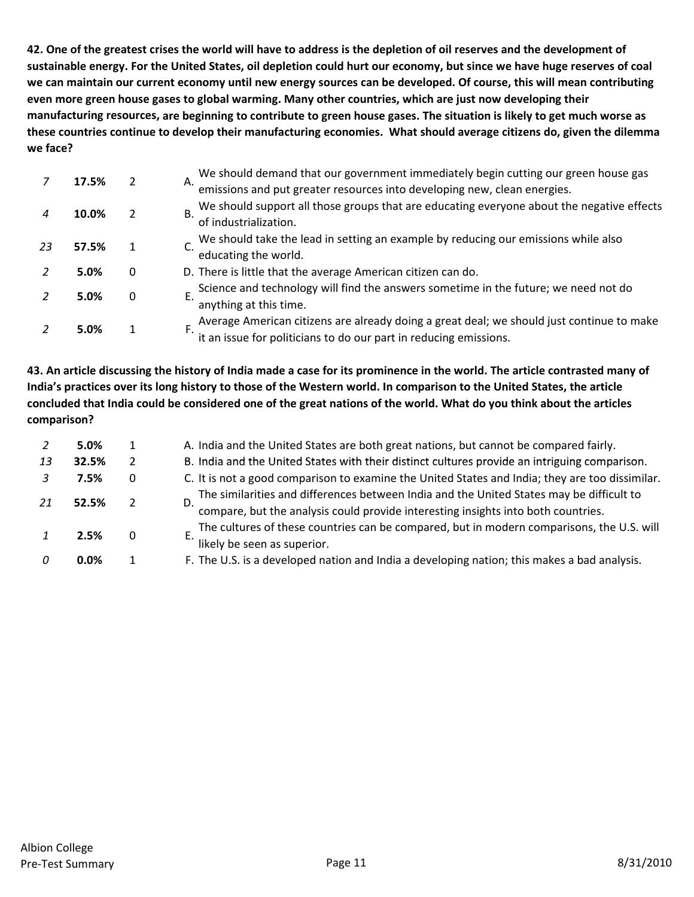**42. One of the greatest crises the world will have to address is the depletion of oil reserves and the development of sustainable energy. For the United States, oil depletion could hurt our economy, but since we have huge reserves of coal we can maintain our current economy until new energy sources can be developed. Of course, this will mean contributing even more green house gases to global warming. Many other countries, which are just now developing their manufacturing resources, are beginning to contribute to green house gases. The situation is likely to get much worse as these countries continue to develop their manufacturing economies. What should average citizens do, given the dilemma we face?**

| | | | |
|---|---|---|---|
| *7* | **17.5%** | 2 | A. We should demand that our government immediately begin cutting our green house gas emissions and put greater resources into developing new, clean energies. |
| *4* | **10.0%** | 2 | B. We should support all those groups that are educating everyone about the negative effects of industrialization. |
| *23* | **57.5%** | 1 | C. We should take the lead in setting an example by reducing our emissions while also educating the world. |
| *2* | **5.0%** | 0 | D. There is little that the average American citizen can do. |
| *2* | **5.0%** | 0 | E. Science and technology will find the answers sometime in the future; we need not do anything at this time. |
| *2* | **5.0%** | 1 | F. Average American citizens are already doing a great deal; we should just continue to make it an issue for politicians to do our part in reducing emissions. |

**43. An article discussing the history of India made a case for its prominence in the world. The article contrasted many of India's practices over its long history to those of the Western world. In comparison to the United States, the article concluded that India could be considered one of the great nations of the world. What do you think about the articles comparison?**

| | | | |
|---|---|---|---|
| *2* | **5.0%** | 1 | A. India and the United States are both great nations, but cannot be compared fairly. |
| *13* | **32.5%** | 2 | B. India and the United States with their distinct cultures provide an intriguing comparison. |
| *3* | **7.5%** | 0 | C. It is not a good comparison to examine the United States and India; they are too dissimilar. |
| *21* | **52.5%** | 2 | D. The similarities and differences between India and the United States may be difficult to compare, but the analysis could provide interesting insights into both countries. |
| *1* | **2.5%** | 0 | E. The cultures of these countries can be compared, but in modern comparisons, the U.S. will likely be seen as superior. |
| *0* | **0.0%** | 1 | F. The U.S. is a developed nation and India a developing nation; this makes a bad analysis. |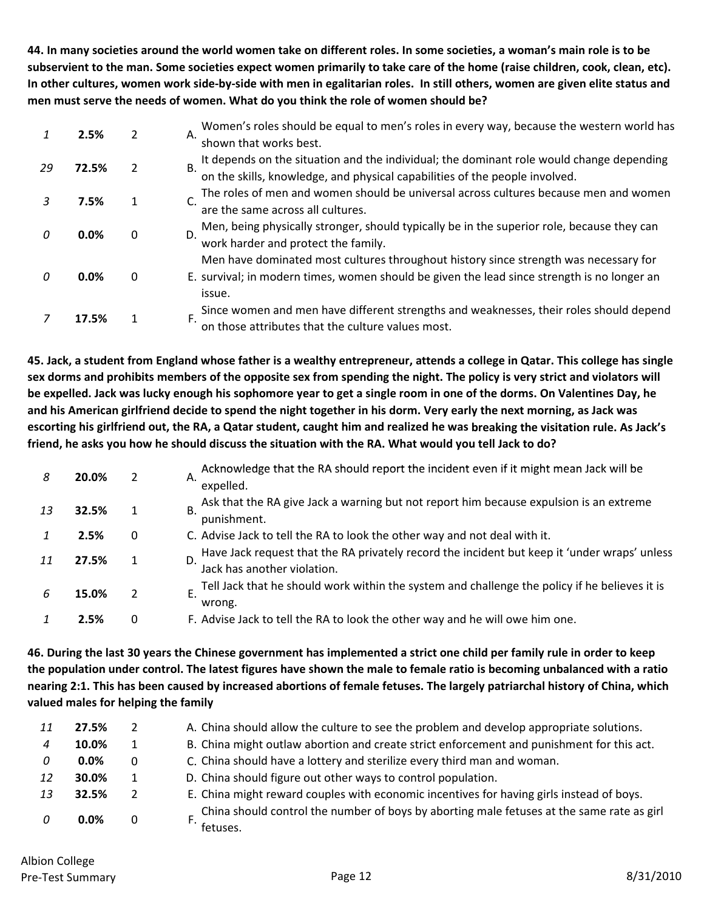**44. In many societies around the world women take on different roles. In some societies, a woman's main role is to be subservient to the man. Some societies expect women primarily to take care of the home (raise children, cook, clean, etc). In other cultures, women work side-by-side with men in egalitarian roles. In still others, women are given elite status and men must serve the needs of women. What do you think the role of women should be?**

| Count | Percent | Score | Response |
|---|---|---|---|
| *1* | **2.5%** | 2 | A. Women's roles should be equal to men's roles in every way, because the western world has shown that works best. |
| *29* | **72.5%** | 2 | B. It depends on the situation and the individual; the dominant role would change depending on the skills, knowledge, and physical capabilities of the people involved. |
| *3* | **7.5%** | 1 | C. The roles of men and women should be universal across cultures because men and women are the same across all cultures. |
| *0* | **0.0%** | 0 | D. Men, being physically stronger, should typically be in the superior role, because they can work harder and protect the family. |
| *0* | **0.0%** | 0 | E. Men have dominated most cultures throughout history since strength was necessary for survival; in modern times, women should be given the lead since strength is no longer an issue. |
| *7* | **17.5%** | 1 | F. Since women and men have different strengths and weaknesses, their roles should depend on those attributes that the culture values most. |

**45. Jack, a student from England whose father is a wealthy entrepreneur, attends a college in Qatar. This college has single sex dorms and prohibits members of the opposite sex from spending the night. The policy is very strict and violators will be expelled. Jack was lucky enough his sophomore year to get a single room in one of the dorms. On Valentines Day, he and his American girlfriend decide to spend the night together in his dorm. Very early the next morning, as Jack was escorting his girlfriend out, the RA, a Qatar student, caught him and realized he was breaking the visitation rule. As Jack's friend, he asks you how he should discuss the situation with the RA. What would you tell Jack to do?**

| Count | Percent | Score | Response |
|---|---|---|---|
| *8* | **20.0%** | 2 | A. Acknowledge that the RA should report the incident even if it might mean Jack will be expelled. |
| *13* | **32.5%** | 1 | B. Ask that the RA give Jack a warning but not report him because expulsion is an extreme punishment. |
| *1* | **2.5%** | 0 | C. Advise Jack to tell the RA to look the other way and not deal with it. |
| *11* | **27.5%** | 1 | D. Have Jack request that the RA privately record the incident but keep it 'under wraps' unless Jack has another violation. |
| *6* | **15.0%** | 2 | E. Tell Jack that he should work within the system and challenge the policy if he believes it is wrong. |
| *1* | **2.5%** | 0 | F. Advise Jack to tell the RA to look the other way and he will owe him one. |

**46. During the last 30 years the Chinese government has implemented a strict one child per family rule in order to keep the population under control. The latest figures have shown the male to female ratio is becoming unbalanced with a ratio nearing 2:1. This has been caused by increased abortions of female fetuses. The largely patriarchal history of China, which valued males for helping the family**

| Count | Percent | Score | Response |
|---|---|---|---|
| *11* | **27.5%** | 2 | A. China should allow the culture to see the problem and develop appropriate solutions. |
| *4* | **10.0%** | 1 | B. China might outlaw abortion and create strict enforcement and punishment for this act. |
| *0* | **0.0%** | 0 | C. China should have a lottery and sterilize every third man and woman. |
| *12* | **30.0%** | 1 | D. China should figure out other ways to control population. |
| *13* | **32.5%** | 2 | E. China might reward couples with economic incentives for having girls instead of boys. |
| *0* | **0.0%** | 0 | F. China should control the number of boys by aborting male fetuses at the same rate as girl fetuses. |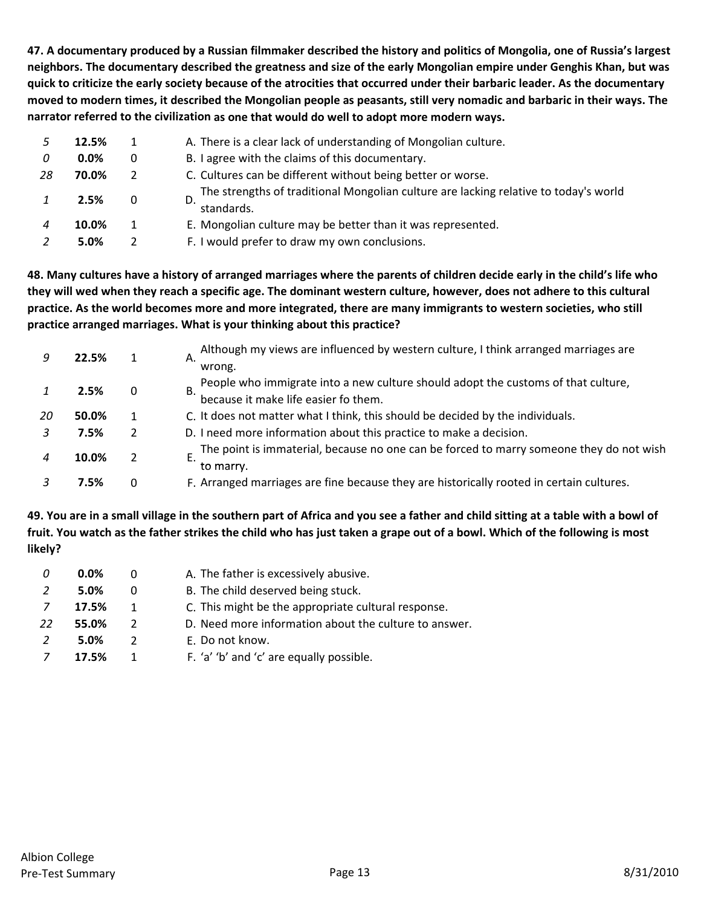**47. A documentary produced by a Russian filmmaker described the history and politics of Mongolia, one of Russia's largest neighbors. The documentary described the greatness and size of the early Mongolian empire under Genghis Khan, but was quick to criticize the early society because of the atrocities that occurred under their barbaric leader. As the documentary moved to modern times, it described the Mongolian people as peasants, still very nomadic and barbaric in their ways. The narrator referred to the civilization as one that would do well to adopt more modern ways.**

| | | | |
|---|---|---|---|
| *5* | **12.5%** | 1 | A. There is a clear lack of understanding of Mongolian culture. |
| *0* | **0.0%** | 0 | B. I agree with the claims of this documentary. |
| *28* | **70.0%** | 2 | C. Cultures can be different without being better or worse. |
| *1* | **2.5%** | 0 | D. The strengths of traditional Mongolian culture are lacking relative to today's world standards. |
| *4* | **10.0%** | 1 | E. Mongolian culture may be better than it was represented. |
| *2* | **5.0%** | 2 | F. I would prefer to draw my own conclusions. |

**48. Many cultures have a history of arranged marriages where the parents of children decide early in the child's life who they will wed when they reach a specific age. The dominant western culture, however, does not adhere to this cultural practice. As the world becomes more and more integrated, there are many immigrants to western societies, who still practice arranged marriages. What is your thinking about this practice?**

| | | | |
|---|---|---|---|
| *9* | **22.5%** | 1 | A. Although my views are influenced by western culture, I think arranged marriages are wrong. |
| *1* | **2.5%** | 0 | B. People who immigrate into a new culture should adopt the customs of that culture, because it make life easier fo them. |
| *20* | **50.0%** | 1 | C. It does not matter what I think, this should be decided by the individuals. |
| *3* | **7.5%** | 2 | D. I need more information about this practice to make a decision. |
| *4* | **10.0%** | 2 | E. The point is immaterial, because no one can be forced to marry someone they do not wish to marry. |
| *3* | **7.5%** | 0 | F. Arranged marriages are fine because they are historically rooted in certain cultures. |

**49. You are in a small village in the southern part of Africa and you see a father and child sitting at a table with a bowl of fruit. You watch as the father strikes the child who has just taken a grape out of a bowl. Which of the following is most likely?**

| | | | |
|---|---|---|---|
| *0* | **0.0%** | 0 | A. The father is excessively abusive. |
| *2* | **5.0%** | 0 | B. The child deserved being stuck. |
| *7* | **17.5%** | 1 | C. This might be the appropriate cultural response. |
| *22* | **55.0%** | 2 | D. Need more information about the culture to answer. |
| *2* | **5.0%** | 2 | E. Do not know. |
| *7* | **17.5%** | 1 | F. 'a' 'b' and 'c' are equally possible. |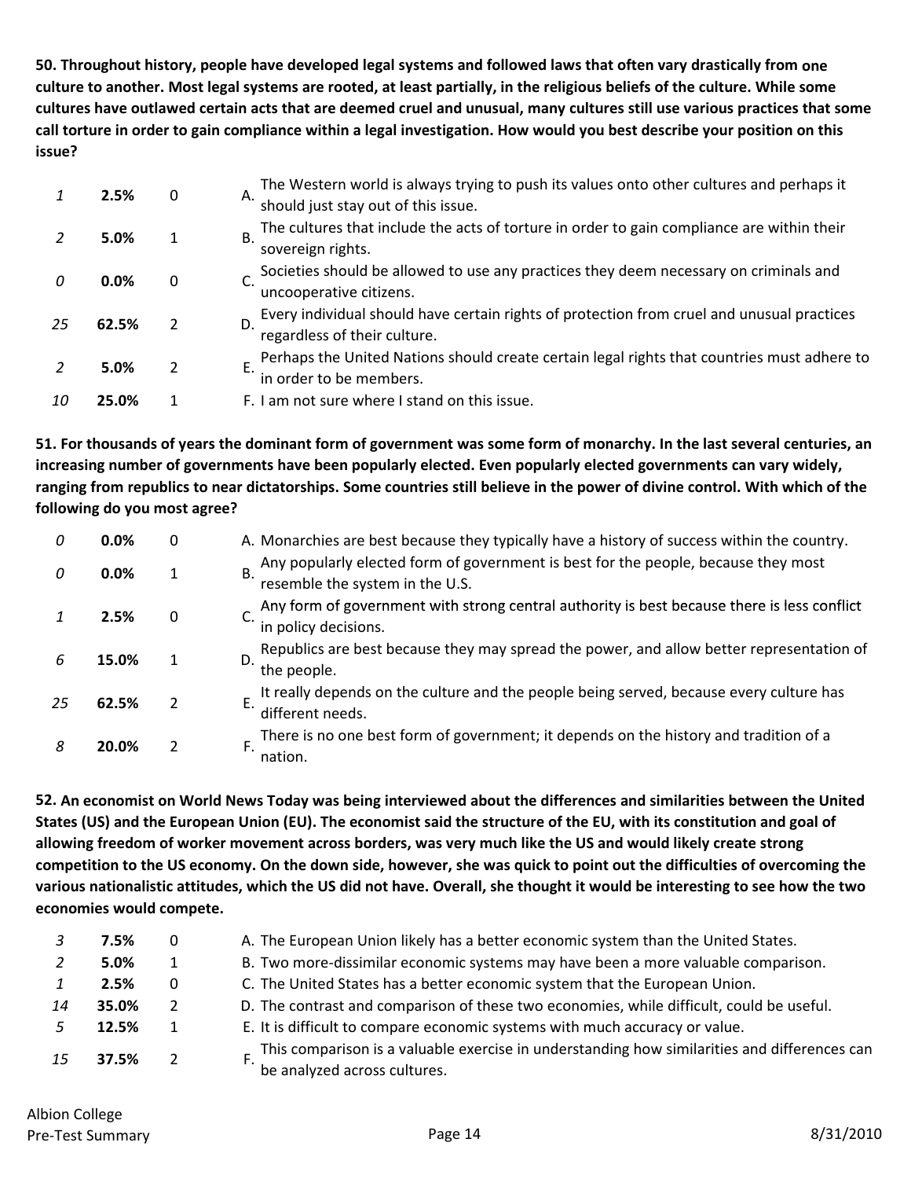**50. Throughout history, people have developed legal systems and followed laws that often vary drastically from one culture to another. Most legal systems are rooted, at least partially, in the religious beliefs of the culture. While some cultures have outlawed certain acts that are deemed cruel and unusual, many cultures still use various practices that some call torture in order to gain compliance within a legal investigation. How would you best describe your position on this issue?**

| | | | |
|---|---|---|---|
| *1* | **2.5%** | 0 | A. The Western world is always trying to push its values onto other cultures and perhaps it should just stay out of this issue. |
| *2* | **5.0%** | 1 | B. The cultures that include the acts of torture in order to gain compliance are within their sovereign rights. |
| *0* | **0.0%** | 0 | C. Societies should be allowed to use any practices they deem necessary on criminals and uncooperative citizens. |
| *25* | **62.5%** | 2 | D. Every individual should have certain rights of protection from cruel and unusual practices regardless of their culture. |
| *2* | **5.0%** | 2 | E. Perhaps the United Nations should create certain legal rights that countries must adhere to in order to be members. |
| *10* | **25.0%** | 1 | F. I am not sure where I stand on this issue. |

**51. For thousands of years the dominant form of government was some form of monarchy. In the last several centuries, an increasing number of governments have been popularly elected. Even popularly elected governments can vary widely, ranging from republics to near dictatorships. Some countries still believe in the power of divine control. With which of the following do you most agree?**

| | | | |
|---|---|---|---|
| *0* | **0.0%** | 0 | A. Monarchies are best because they typically have a history of success within the country. |
| *0* | **0.0%** | 1 | B. Any popularly elected form of government is best for the people, because they most resemble the system in the U.S. |
| *1* | **2.5%** | 0 | C. Any form of government with strong central authority is best because there is less conflict in policy decisions. |
| *6* | **15.0%** | 1 | D. Republics are best because they may spread the power, and allow better representation of the people. |
| *25* | **62.5%** | 2 | E. It really depends on the culture and the people being served, because every culture has different needs. |
| *8* | **20.0%** | 2 | F. There is no one best form of government; it depends on the history and tradition of a nation. |

**52. An economist on World News Today was being interviewed about the differences and similarities between the United States (US) and the European Union (EU). The economist said the structure of the EU, with its constitution and goal of allowing freedom of worker movement across borders, was very much like the US and would likely create strong competition to the US economy. On the down side, however, she was quick to point out the difficulties of overcoming the various nationalistic attitudes, which the US did not have. Overall, she thought it would be interesting to see how the two economies would compete.**

| | | | |
|---|---|---|---|
| *3* | **7.5%** | 0 | A. The European Union likely has a better economic system than the United States. |
| *2* | **5.0%** | 1 | B. Two more-dissimilar economic systems may have been a more valuable comparison. |
| *1* | **2.5%** | 0 | C. The United States has a better economic system that the European Union. |
| *14* | **35.0%** | 2 | D. The contrast and comparison of these two economies, while difficult, could be useful. |
| *5* | **12.5%** | 1 | E. It is difficult to compare economic systems with much accuracy or value. |
| *15* | **37.5%** | 2 | F. This comparison is a valuable exercise in understanding how similarities and differences can be analyzed across cultures. |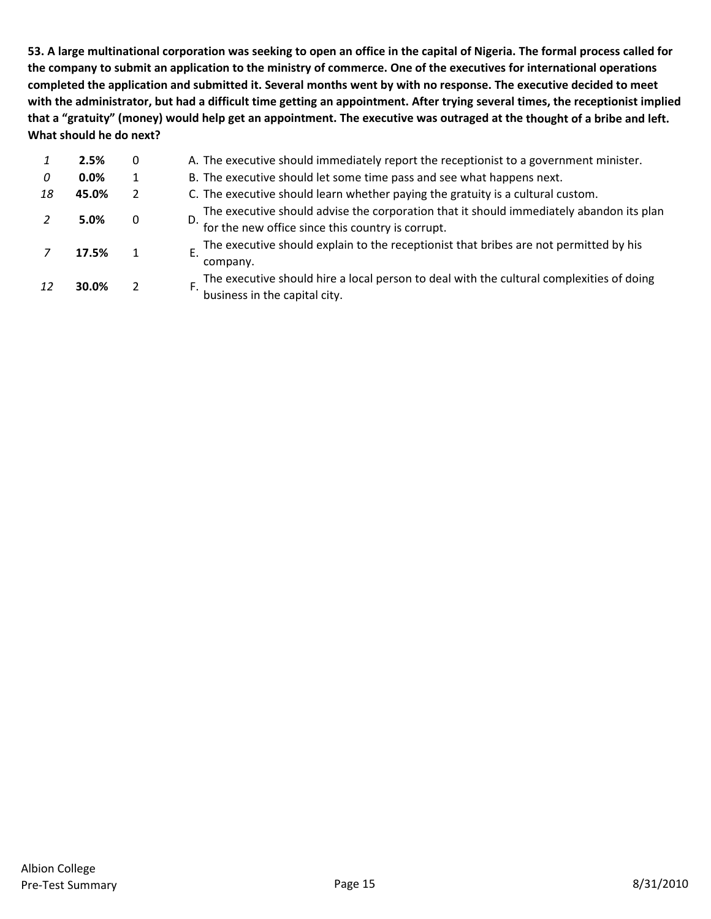**53. A large multinational corporation was seeking to open an office in the capital of Nigeria. The formal process called for the company to submit an application to the ministry of commerce. One of the executives for international operations completed the application and submitted it. Several months went by with no response. The executive decided to meet with the administrator, but had a difficult time getting an appointment. After trying several times, the receptionist implied that a "gratuity" (money) would help get an appointment. The executive was outraged at the thought of a bribe and left. What should he do next?**

| | | | |
|---|---|---|---|
| *1* | **2.5%** | 0 | A. The executive should immediately report the receptionist to a government minister. |
| *0* | **0.0%** | 1 | B. The executive should let some time pass and see what happens next. |
| *18* | **45.0%** | 2 | C. The executive should learn whether paying the gratuity is a cultural custom. |
| *2* | **5.0%** | 0 | D. The executive should advise the corporation that it should immediately abandon its plan for the new office since this country is corrupt. |
| *7* | **17.5%** | 1 | E. The executive should explain to the receptionist that bribes are not permitted by his company. |
| *12* | **30.0%** | 2 | F. The executive should hire a local person to deal with the cultural complexities of doing business in the capital city. |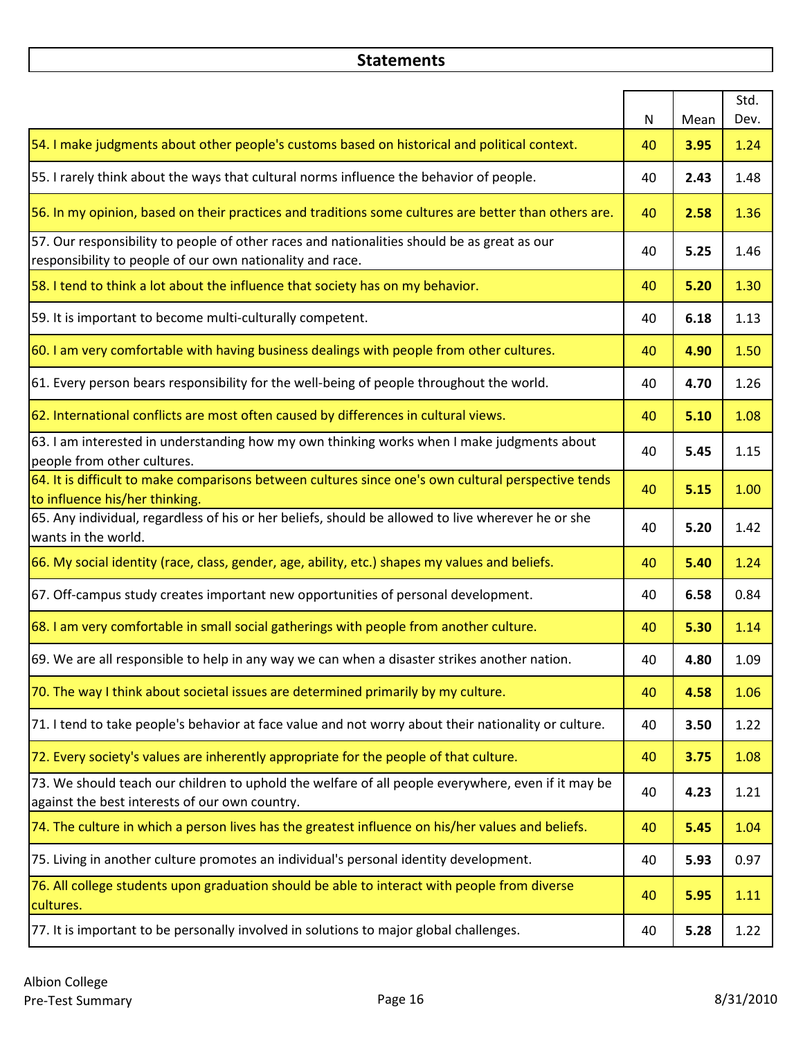## Statements

| | N | Mean | Std. Dev. |
|---|---|---|---|
| 54. I make judgments about other people's customs based on historical and political context. | 40 | **3.95** | 1.24 |
| 55. I rarely think about the ways that cultural norms influence the behavior of people. | 40 | **2.43** | 1.48 |
| 56. In my opinion, based on their practices and traditions some cultures are better than others are. | 40 | **2.58** | 1.36 |
| 57. Our responsibility to people of other races and nationalities should be as great as our responsibility to people of our own nationality and race. | 40 | **5.25** | 1.46 |
| 58. I tend to think a lot about the influence that society has on my behavior. | 40 | **5.20** | 1.30 |
| 59. It is important to become multi-culturally competent. | 40 | **6.18** | 1.13 |
| 60. I am very comfortable with having business dealings with people from other cultures. | 40 | **4.90** | 1.50 |
| 61. Every person bears responsibility for the well-being of people throughout the world. | 40 | **4.70** | 1.26 |
| 62. International conflicts are most often caused by differences in cultural views. | 40 | **5.10** | 1.08 |
| 63. I am interested in understanding how my own thinking works when I make judgments about people from other cultures. | 40 | **5.45** | 1.15 |
| 64. It is difficult to make comparisons between cultures since one's own cultural perspective tends to influence his/her thinking. | 40 | **5.15** | 1.00 |
| 65. Any individual, regardless of his or her beliefs, should be allowed to live wherever he or she wants in the world. | 40 | **5.20** | 1.42 |
| 66. My social identity (race, class, gender, age, ability, etc.) shapes my values and beliefs. | 40 | **5.40** | 1.24 |
| 67. Off-campus study creates important new opportunities of personal development. | 40 | **6.58** | 0.84 |
| 68. I am very comfortable in small social gatherings with people from another culture. | 40 | **5.30** | 1.14 |
| 69. We are all responsible to help in any way we can when a disaster strikes another nation. | 40 | **4.80** | 1.09 |
| 70. The way I think about societal issues are determined primarily by my culture. | 40 | **4.58** | 1.06 |
| 71. I tend to take people's behavior at face value and not worry about their nationality or culture. | 40 | **3.50** | 1.22 |
| 72. Every society's values are inherently appropriate for the people of that culture. | 40 | **3.75** | 1.08 |
| 73. We should teach our children to uphold the welfare of all people everywhere, even if it may be against the best interests of our own country. | 40 | **4.23** | 1.21 |
| 74. The culture in which a person lives has the greatest influence on his/her values and beliefs. | 40 | **5.45** | 1.04 |
| 75. Living in another culture promotes an individual's personal identity development. | 40 | **5.93** | 0.97 |
| 76. All college students upon graduation should be able to interact with people from diverse cultures. | 40 | **5.95** | 1.11 |
| 77. It is important to be personally involved in solutions to major global challenges. | 40 | **5.28** | 1.22 |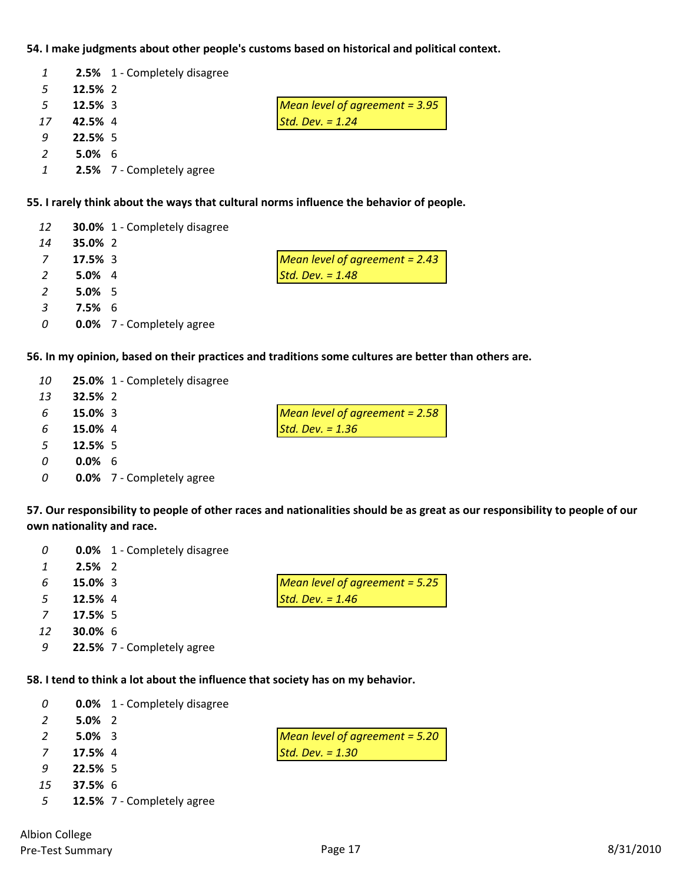**54. I make judgments about other people's customs based on historical and political context.**

| Count | Percent | Response |
|---|---|---|
| 1 | **2.5%** | 1 - Completely disagree |
| 5 | **12.5%** | 2 |
| 5 | **12.5%** | 3 |
| 17 | **42.5%** | 4 |
| 9 | **22.5%** | 5 |
| 2 | **5.0%** | 6 |
| 1 | **2.5%** | 7 - Completely agree |

*Mean level of agreement = 3.95*
*Std. Dev. = 1.24*

**55. I rarely think about the ways that cultural norms influence the behavior of people.**

| Count | Percent | Response |
|---|---|---|
| 12 | **30.0%** | 1 - Completely disagree |
| 14 | **35.0%** | 2 |
| 7 | **17.5%** | 3 |
| 2 | **5.0%** | 4 |
| 2 | **5.0%** | 5 |
| 3 | **7.5%** | 6 |
| 0 | **0.0%** | 7 - Completely agree |

*Mean level of agreement = 2.43*
*Std. Dev. = 1.48*

**56. In my opinion, based on their practices and traditions some cultures are better than others are.**

| Count | Percent | Response |
|---|---|---|
| 10 | **25.0%** | 1 - Completely disagree |
| 13 | **32.5%** | 2 |
| 6 | **15.0%** | 3 |
| 6 | **15.0%** | 4 |
| 5 | **12.5%** | 5 |
| 0 | **0.0%** | 6 |
| 0 | **0.0%** | 7 - Completely agree |

*Mean level of agreement = 2.58*
*Std. Dev. = 1.36*

**57. Our responsibility to people of other races and nationalities should be as great as our responsibility to people of our own nationality and race.**

| Count | Percent | Response |
|---|---|---|
| 0 | **0.0%** | 1 - Completely disagree |
| 1 | **2.5%** | 2 |
| 6 | **15.0%** | 3 |
| 5 | **12.5%** | 4 |
| 7 | **17.5%** | 5 |
| 12 | **30.0%** | 6 |
| 9 | **22.5%** | 7 - Completely agree |

*Mean level of agreement = 5.25*
*Std. Dev. = 1.46*

**58. I tend to think a lot about the influence that society has on my behavior.**

| Count | Percent | Response |
|---|---|---|
| 0 | **0.0%** | 1 - Completely disagree |
| 2 | **5.0%** | 2 |
| 2 | **5.0%** | 3 |
| 7 | **17.5%** | 4 |
| 9 | **22.5%** | 5 |
| 15 | **37.5%** | 6 |
| 5 | **12.5%** | 7 - Completely agree |

*Mean level of agreement = 5.20*
*Std. Dev. = 1.30*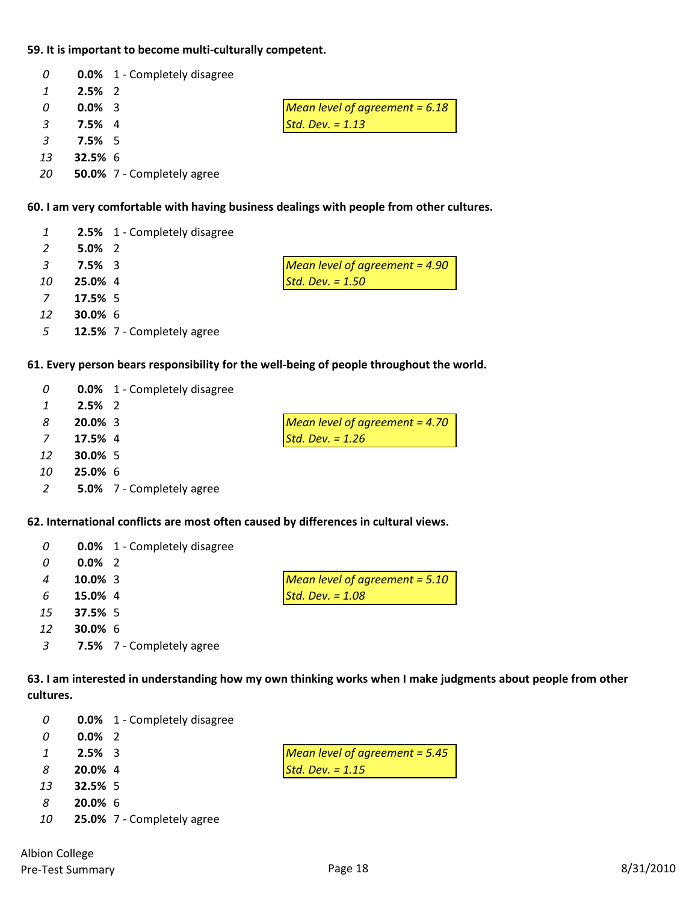**59. It is important to become multi-culturally competent.**

| Count | Percent | Response |
|---|---|---|
| *0* | **0.0%** | 1 - Completely disagree |
| *1* | **2.5%** | 2 |
| *0* | **0.0%** | 3 |
| *3* | **7.5%** | 4 |
| *3* | **7.5%** | 5 |
| *13* | **32.5%** | 6 |
| *20* | **50.0%** | 7 - Completely agree |

*Mean level of agreement = 6.18*
*Std. Dev. = 1.13*

**60. I am very comfortable with having business dealings with people from other cultures.**

| Count | Percent | Response |
|---|---|---|
| *1* | **2.5%** | 1 - Completely disagree |
| *2* | **5.0%** | 2 |
| *3* | **7.5%** | 3 |
| *10* | **25.0%** | 4 |
| *7* | **17.5%** | 5 |
| *12* | **30.0%** | 6 |
| *5* | **12.5%** | 7 - Completely agree |

*Mean level of agreement = 4.90*
*Std. Dev. = 1.50*

**61. Every person bears responsibility for the well-being of people throughout the world.**

| Count | Percent | Response |
|---|---|---|
| *0* | **0.0%** | 1 - Completely disagree |
| *1* | **2.5%** | 2 |
| *8* | **20.0%** | 3 |
| *7* | **17.5%** | 4 |
| *12* | **30.0%** | 5 |
| *10* | **25.0%** | 6 |
| *2* | **5.0%** | 7 - Completely agree |

*Mean level of agreement = 4.70*
*Std. Dev. = 1.26*

**62. International conflicts are most often caused by differences in cultural views.**

| Count | Percent | Response |
|---|---|---|
| *0* | **0.0%** | 1 - Completely disagree |
| *0* | **0.0%** | 2 |
| *4* | **10.0%** | 3 |
| *6* | **15.0%** | 4 |
| *15* | **37.5%** | 5 |
| *12* | **30.0%** | 6 |
| *3* | **7.5%** | 7 - Completely agree |

*Mean level of agreement = 5.10*
*Std. Dev. = 1.08*

**63. I am interested in understanding how my own thinking works when I make judgments about people from other cultures.**

| Count | Percent | Response |
|---|---|---|
| *0* | **0.0%** | 1 - Completely disagree |
| *0* | **0.0%** | 2 |
| *1* | **2.5%** | 3 |
| *8* | **20.0%** | 4 |
| *13* | **32.5%** | 5 |
| *8* | **20.0%** | 6 |
| *10* | **25.0%** | 7 - Completely agree |

*Mean level of agreement = 5.45*
*Std. Dev. = 1.15*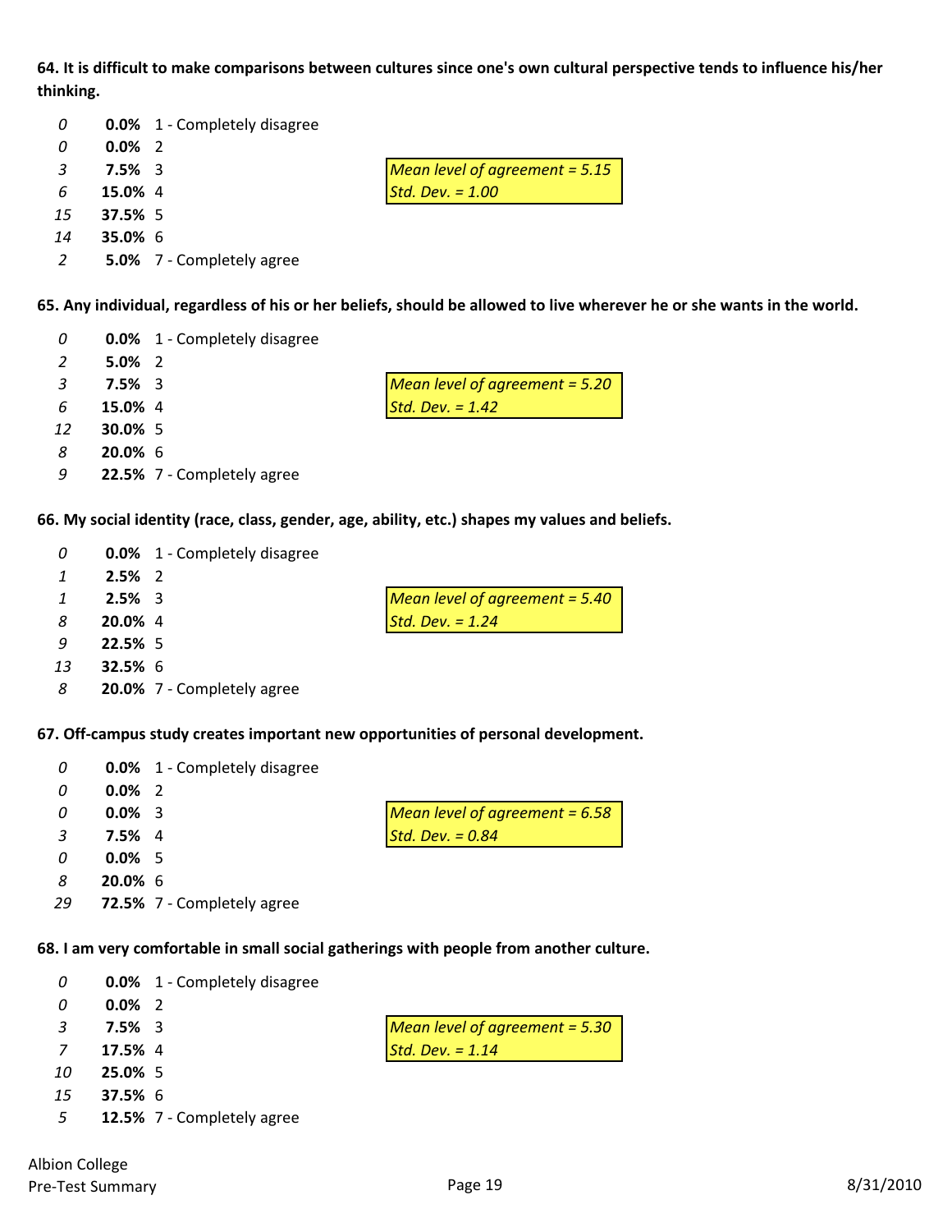**64. It is difficult to make comparisons between cultures since one's own cultural perspective tends to influence his/her thinking.**

| Count | Percent | Response |
|---|---|---|
| *0* | **0.0%** | 1 - Completely disagree |
| *0* | **0.0%** | 2 |
| *3* | **7.5%** | 3 |
| *6* | **15.0%** | 4 |
| *15* | **37.5%** | 5 |
| *14* | **35.0%** | 6 |
| *2* | **5.0%** | 7 - Completely agree |

*Mean level of agreement = 5.15*
*Std. Dev. = 1.00*

**65. Any individual, regardless of his or her beliefs, should be allowed to live wherever he or she wants in the world.**

| Count | Percent | Response |
|---|---|---|
| *0* | **0.0%** | 1 - Completely disagree |
| *2* | **5.0%** | 2 |
| *3* | **7.5%** | 3 |
| *6* | **15.0%** | 4 |
| *12* | **30.0%** | 5 |
| *8* | **20.0%** | 6 |
| *9* | **22.5%** | 7 - Completely agree |

*Mean level of agreement = 5.20*
*Std. Dev. = 1.42*

**66. My social identity (race, class, gender, age, ability, etc.) shapes my values and beliefs.**

| Count | Percent | Response |
|---|---|---|
| *0* | **0.0%** | 1 - Completely disagree |
| *1* | **2.5%** | 2 |
| *1* | **2.5%** | 3 |
| *8* | **20.0%** | 4 |
| *9* | **22.5%** | 5 |
| *13* | **32.5%** | 6 |
| *8* | **20.0%** | 7 - Completely agree |

*Mean level of agreement = 5.40*
*Std. Dev. = 1.24*

**67. Off-campus study creates important new opportunities of personal development.**

| Count | Percent | Response |
|---|---|---|
| *0* | **0.0%** | 1 - Completely disagree |
| *0* | **0.0%** | 2 |
| *0* | **0.0%** | 3 |
| *3* | **7.5%** | 4 |
| *0* | **0.0%** | 5 |
| *8* | **20.0%** | 6 |
| *29* | **72.5%** | 7 - Completely agree |

*Mean level of agreement = 6.58*
*Std. Dev. = 0.84*

**68. I am very comfortable in small social gatherings with people from another culture.**

| Count | Percent | Response |
|---|---|---|
| *0* | **0.0%** | 1 - Completely disagree |
| *0* | **0.0%** | 2 |
| *3* | **7.5%** | 3 |
| *7* | **17.5%** | 4 |
| *10* | **25.0%** | 5 |
| *15* | **37.5%** | 6 |
| *5* | **12.5%** | 7 - Completely agree |

*Mean level of agreement = 5.30*
*Std. Dev. = 1.14*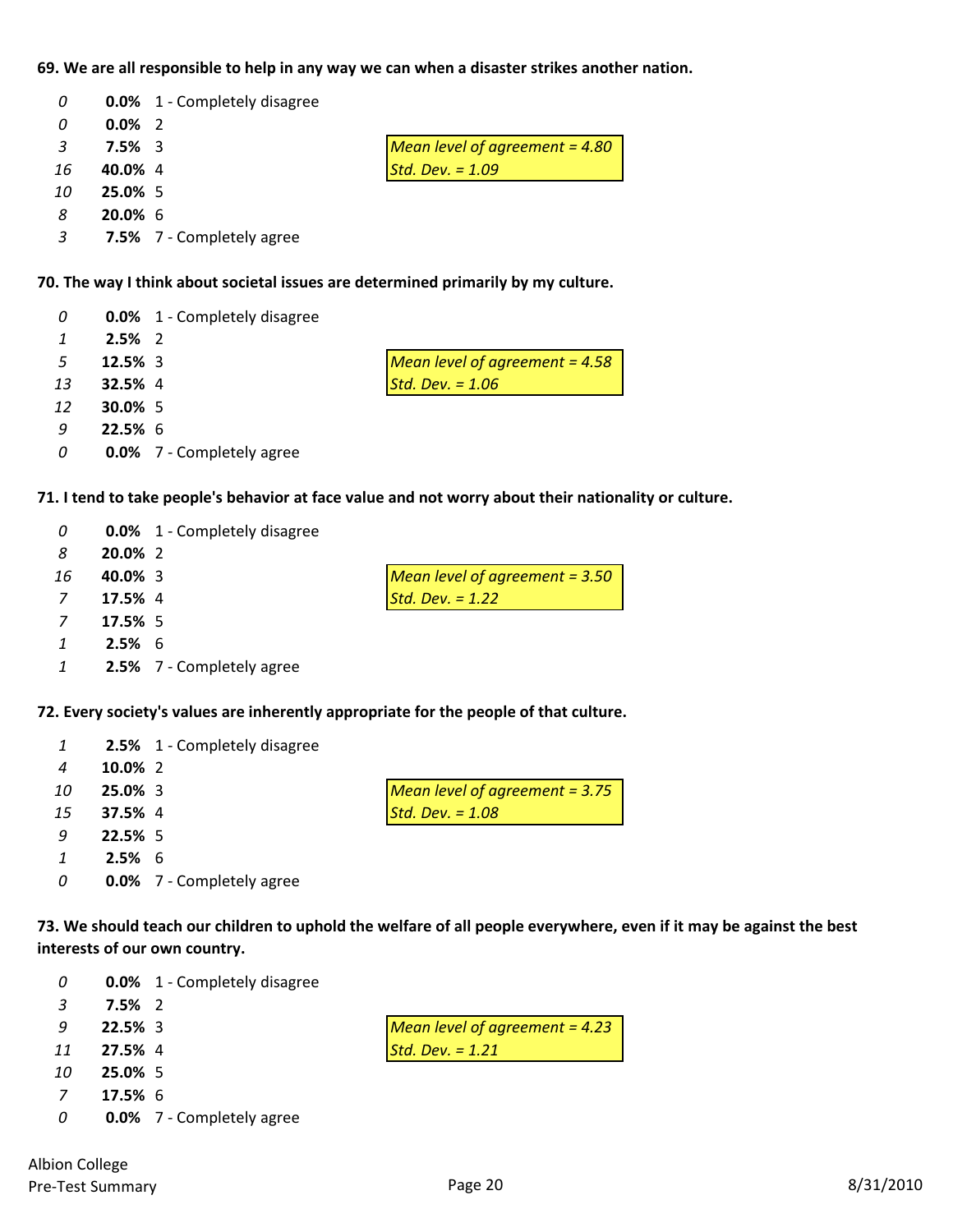**69. We are all responsible to help in any way we can when a disaster strikes another nation.**

| Count | Percent | Response |
|---|---|---|
| *0* | **0.0%** | 1 - Completely disagree |
| *0* | **0.0%** | 2 |
| *3* | **7.5%** | 3 |
| *16* | **40.0%** | 4 |
| *10* | **25.0%** | 5 |
| *8* | **20.0%** | 6 |
| *3* | **7.5%** | 7 - Completely agree |

*Mean level of agreement = 4.80*
*Std. Dev. = 1.09*

**70. The way I think about societal issues are determined primarily by my culture.**

| Count | Percent | Response |
|---|---|---|
| *0* | **0.0%** | 1 - Completely disagree |
| *1* | **2.5%** | 2 |
| *5* | **12.5%** | 3 |
| *13* | **32.5%** | 4 |
| *12* | **30.0%** | 5 |
| *9* | **22.5%** | 6 |
| *0* | **0.0%** | 7 - Completely agree |

*Mean level of agreement = 4.58*
*Std. Dev. = 1.06*

**71. I tend to take people's behavior at face value and not worry about their nationality or culture.**

| Count | Percent | Response |
|---|---|---|
| *0* | **0.0%** | 1 - Completely disagree |
| *8* | **20.0%** | 2 |
| *16* | **40.0%** | 3 |
| *7* | **17.5%** | 4 |
| *7* | **17.5%** | 5 |
| *1* | **2.5%** | 6 |
| *1* | **2.5%** | 7 - Completely agree |

*Mean level of agreement = 3.50*
*Std. Dev. = 1.22*

**72. Every society's values are inherently appropriate for the people of that culture.**

| Count | Percent | Response |
|---|---|---|
| *1* | **2.5%** | 1 - Completely disagree |
| *4* | **10.0%** | 2 |
| *10* | **25.0%** | 3 |
| *15* | **37.5%** | 4 |
| *9* | **22.5%** | 5 |
| *1* | **2.5%** | 6 |
| *0* | **0.0%** | 7 - Completely agree |

*Mean level of agreement = 3.75*
*Std. Dev. = 1.08*

**73. We should teach our children to uphold the welfare of all people everywhere, even if it may be against the best interests of our own country.**

| Count | Percent | Response |
|---|---|---|
| *0* | **0.0%** | 1 - Completely disagree |
| *3* | **7.5%** | 2 |
| *9* | **22.5%** | 3 |
| *11* | **27.5%** | 4 |
| *10* | **25.0%** | 5 |
| *7* | **17.5%** | 6 |
| *0* | **0.0%** | 7 - Completely agree |

*Mean level of agreement = 4.23*
*Std. Dev. = 1.21*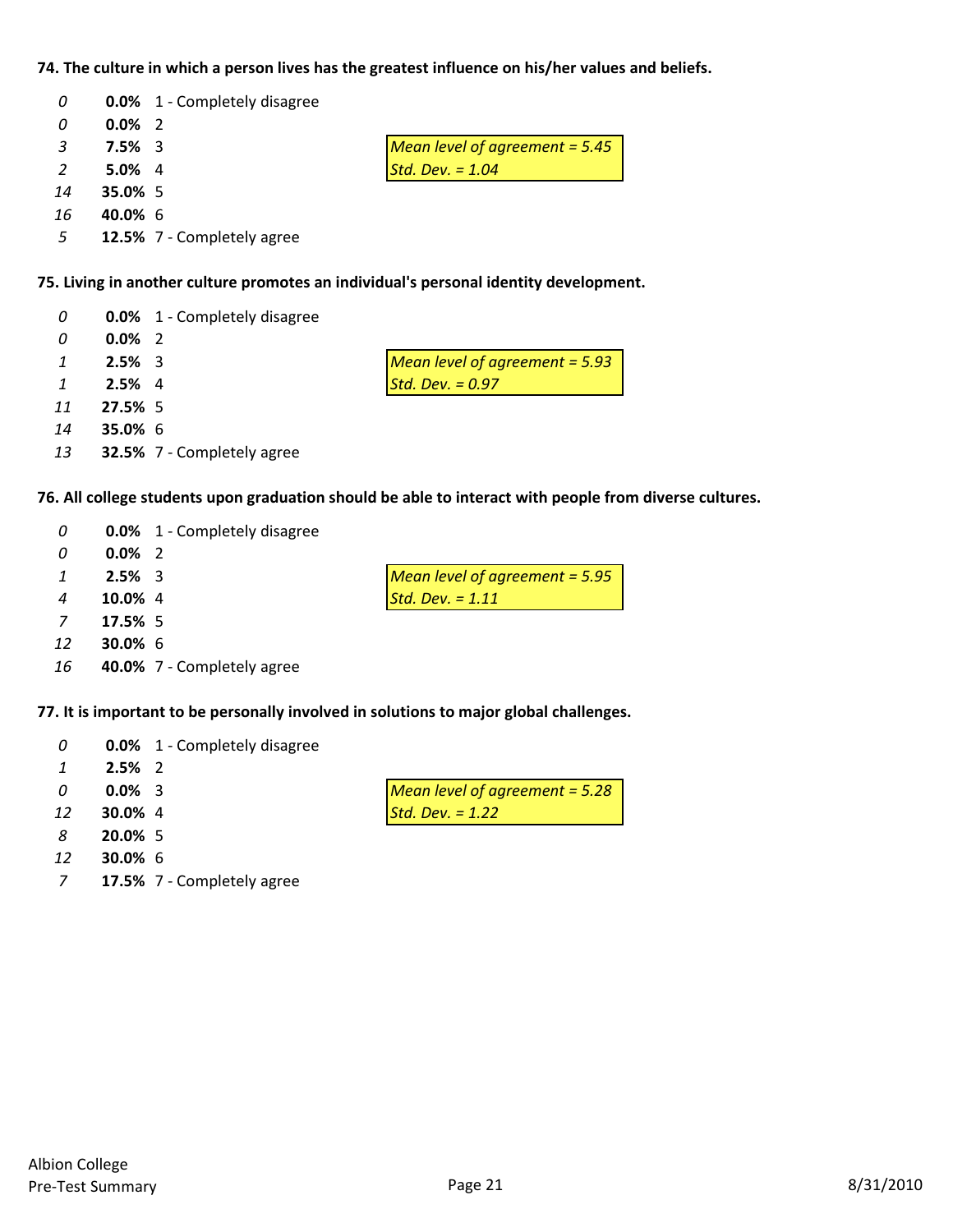**74. The culture in which a person lives has the greatest influence on his/her values and beliefs.**

| Count | Percent | Response |
|---|---|---|
| *0* | **0.0%** | 1 - Completely disagree |
| *0* | **0.0%** | 2 |
| *3* | **7.5%** | 3 |
| *2* | **5.0%** | 4 |
| *14* | **35.0%** | 5 |
| *16* | **40.0%** | 6 |
| *5* | **12.5%** | 7 - Completely agree |

*Mean level of agreement = 5.45*
*Std. Dev. = 1.04*

**75. Living in another culture promotes an individual's personal identity development.**

| Count | Percent | Response |
|---|---|---|
| *0* | **0.0%** | 1 - Completely disagree |
| *0* | **0.0%** | 2 |
| *1* | **2.5%** | 3 |
| *1* | **2.5%** | 4 |
| *11* | **27.5%** | 5 |
| *14* | **35.0%** | 6 |
| *13* | **32.5%** | 7 - Completely agree |

*Mean level of agreement = 5.93*
*Std. Dev. = 0.97*

**76. All college students upon graduation should be able to interact with people from diverse cultures.**

| Count | Percent | Response |
|---|---|---|
| *0* | **0.0%** | 1 - Completely disagree |
| *0* | **0.0%** | 2 |
| *1* | **2.5%** | 3 |
| *4* | **10.0%** | 4 |
| *7* | **17.5%** | 5 |
| *12* | **30.0%** | 6 |
| *16* | **40.0%** | 7 - Completely agree |

*Mean level of agreement = 5.95*
*Std. Dev. = 1.11*

**77. It is important to be personally involved in solutions to major global challenges.**

| Count | Percent | Response |
|---|---|---|
| *0* | **0.0%** | 1 - Completely disagree |
| *1* | **2.5%** | 2 |
| *0* | **0.0%** | 3 |
| *12* | **30.0%** | 4 |
| *8* | **20.0%** | 5 |
| *12* | **30.0%** | 6 |
| *7* | **17.5%** | 7 - Completely agree |

*Mean level of agreement = 5.28*
*Std. Dev. = 1.22*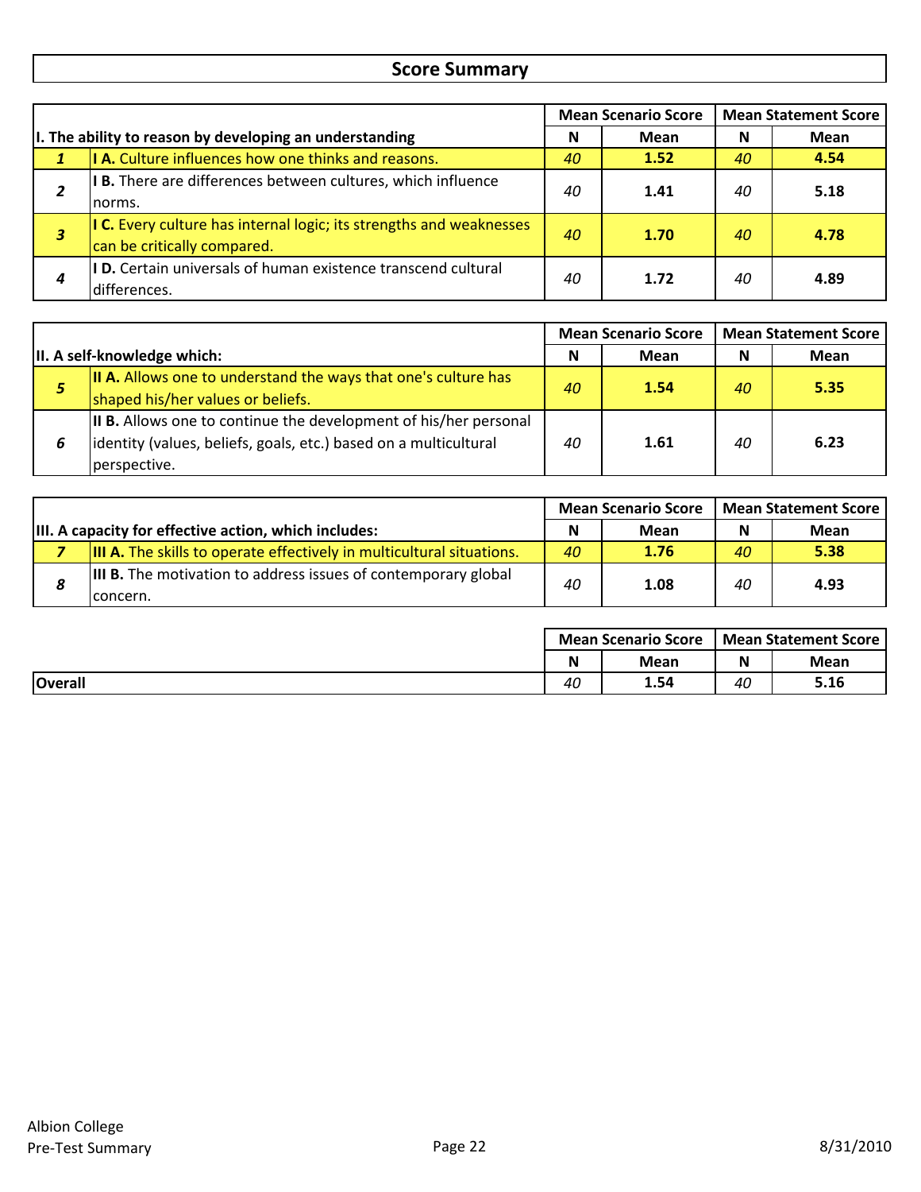## Score Summary

| | I. The ability to reason by developing an understanding | Mean Scenario Score | | Mean Statement Score | |
|---|---|---|---|---|---|
| | | N | Mean | N | Mean |
| *1* | **I A.** Culture influences how one thinks and reasons. | *40* | **1.52** | *40* | **4.54** |
| *2* | **I B.** There are differences between cultures, which influence norms. | *40* | **1.41** | *40* | **5.18** |
| *3* | **I C.** Every culture has internal logic; its strengths and weaknesses can be critically compared. | *40* | **1.70** | *40* | **4.78** |
| *4* | **I D.** Certain universals of human existence transcend cultural differences. | *40* | **1.72** | *40* | **4.89** |

| | II. A self-knowledge which: | Mean Scenario Score | | Mean Statement Score | |
|---|---|---|---|---|---|
| | | N | Mean | N | Mean |
| *5* | **II A.** Allows one to understand the ways that one's culture has shaped his/her values or beliefs. | *40* | **1.54** | *40* | **5.35** |
| *6* | **II B.** Allows one to continue the development of his/her personal identity (values, beliefs, goals, etc.) based on a multicultural perspective. | *40* | **1.61** | *40* | **6.23** |

| | III. A capacity for effective action, which includes: | Mean Scenario Score | | Mean Statement Score | |
|---|---|---|---|---|---|
| | | N | Mean | N | Mean |
| *7* | **III A.** The skills to operate effectively in multicultural situations. | *40* | **1.76** | *40* | **5.38** |
| *8* | **III B.** The motivation to address issues of contemporary global concern. | *40* | **1.08** | *40* | **4.93** |

| | Mean Scenario Score | | Mean Statement Score | |
|---|---|---|---|---|
| | N | Mean | N | Mean |
| **Overall** | *40* | **1.54** | *40* | **5.16** |

Albion College
Pre-Test Summary

8/31/2010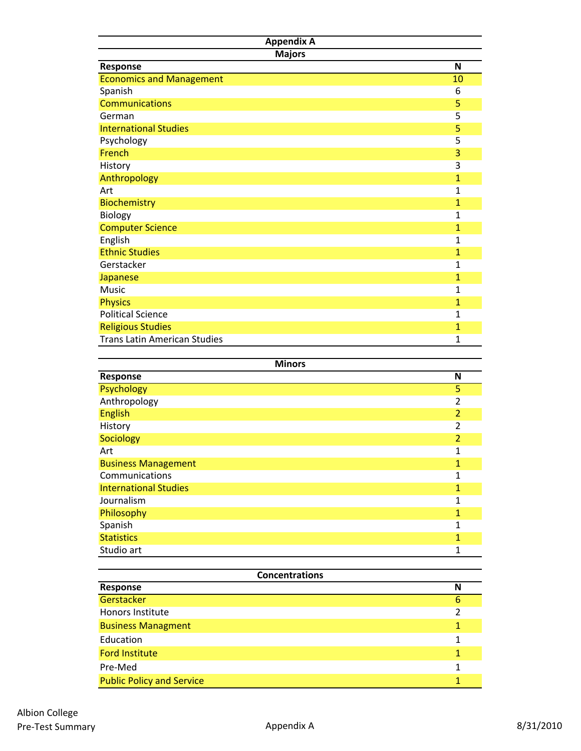## Appendix A

### Majors

| Response | N |
|---|---|
| Economics and Management | 10 |
| Spanish | 6 |
| Communications | 5 |
| German | 5 |
| International Studies | 5 |
| Psychology | 5 |
| French | 3 |
| History | 3 |
| Anthropology | 1 |
| Art | 1 |
| Biochemistry | 1 |
| Biology | 1 |
| Computer Science | 1 |
| English | 1 |
| Ethnic Studies | 1 |
| Gerstacker | 1 |
| Japanese | 1 |
| Music | 1 |
| Physics | 1 |
| Political Science | 1 |
| Religious Studies | 1 |
| Trans Latin American Studies | 1 |

### Minors

| Response | N |
|---|---|
| Psychology | 5 |
| Anthropology | 2 |
| English | 2 |
| History | 2 |
| Sociology | 2 |
| Art | 1 |
| Business Management | 1 |
| Communications | 1 |
| International Studies | 1 |
| Journalism | 1 |
| Philosophy | 1 |
| Spanish | 1 |
| Statistics | 1 |
| Studio art | 1 |

### Concentrations

| Response | N |
|---|---|
| Gerstacker | 6 |
| Honors Institute | 2 |
| Business Managment | 1 |
| Education | 1 |
| Ford Institute | 1 |
| Pre-Med | 1 |
| Public Policy and Service | 1 |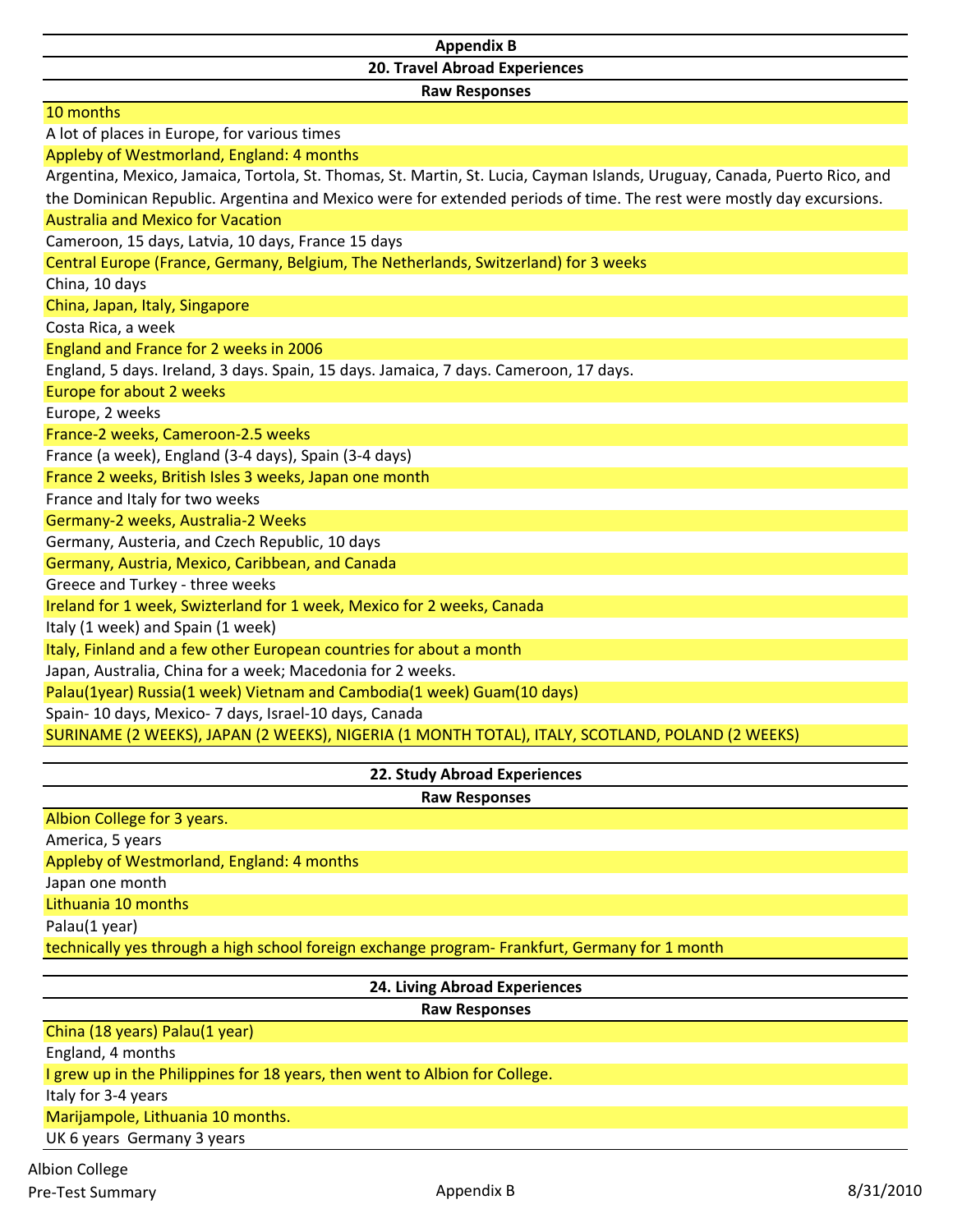## Appendix B

### 20. Travel Abroad Experiences

| Raw Responses |
|---|
| 10 months |
| A lot of places in Europe, for various times |
| Appleby of Westmorland, England: 4 months |
| Argentina, Mexico, Jamaica, Tortola, St. Thomas, St. Martin, St. Lucia, Cayman Islands, Uruguay, Canada, Puerto Rico, and the Dominican Republic. Argentina and Mexico were for extended periods of time. The rest were mostly day excursions. |
| Australia and Mexico for Vacation |
| Cameroon, 15 days, Latvia, 10 days, France 15 days |
| Central Europe (France, Germany, Belgium, The Netherlands, Switzerland) for 3 weeks |
| China, 10 days |
| China, Japan, Italy, Singapore |
| Costa Rica, a week |
| England and France for 2 weeks in 2006 |
| England, 5 days. Ireland, 3 days. Spain, 15 days. Jamaica, 7 days. Cameroon, 17 days. |
| Europe for about 2 weeks |
| Europe, 2 weeks |
| France-2 weeks, Cameroon-2.5 weeks |
| France (a week), England (3-4 days), Spain (3-4 days) |
| France 2 weeks, British Isles 3 weeks, Japan one month |
| France and Italy for two weeks |
| Germany-2 weeks, Australia-2 Weeks |
| Germany, Austeria, and Czech Republic, 10 days |
| Germany, Austria, Mexico, Caribbean, and Canada |
| Greece and Turkey - three weeks |
| Ireland for 1 week, Switzerland for 1 week, Mexico for 2 weeks, Canada |
| Italy (1 week) and Spain (1 week) |
| Italy, Finland and a few other European countries for about a month |
| Japan, Australia, China for a week; Macedonia for 2 weeks. |
| Palau(1year) Russia(1 week) Vietnam and Cambodia(1 week) Guam(10 days) |
| Spain- 10 days, Mexico- 7 days, Israel-10 days, Canada |
| SURINAME (2 WEEKS), JAPAN (2 WEEKS), NIGERIA (1 MONTH TOTAL), ITALY, SCOTLAND, POLAND (2 WEEKS) |

### 22. Study Abroad Experiences

| Raw Responses |
|---|
| Albion College for 3 years. |
| America, 5 years |
| Appleby of Westmorland, England: 4 months |
| Japan one month |
| Lithuania 10 months |
| Palau(1 year) |
| technically yes through a high school foreign exchange program- Frankfurt, Germany for 1 month |

### 24. Living Abroad Experiences

| Raw Responses |
|---|
| China (18 years) Palau(1 year) |
| England, 4 months |
| I grew up in the Philippines for 18 years, then went to Albion for College. |
| Italy for 3-4 years |
| Marijampole, Lithuania 10 months. |
| UK 6 years  Germany 3 years |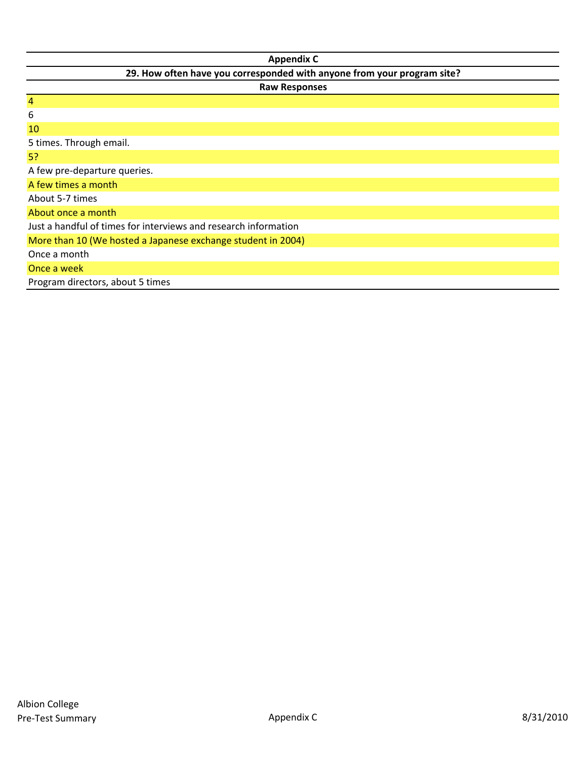| Appendix C |
| --- |
| **29. How often have you corresponded with anyone from your program site?** |
| **Raw Responses** |
| 4 |
| 6 |
| 10 |
| 5 times. Through email. |
| 5? |
| A few pre-departure queries. |
| A few times a month |
| About 5-7 times |
| About once a month |
| Just a handful of times for interviews and research information |
| More than 10 (We hosted a Japanese exchange student in 2004) |
| Once a month |
| Once a week |
| Program directors, about 5 times |